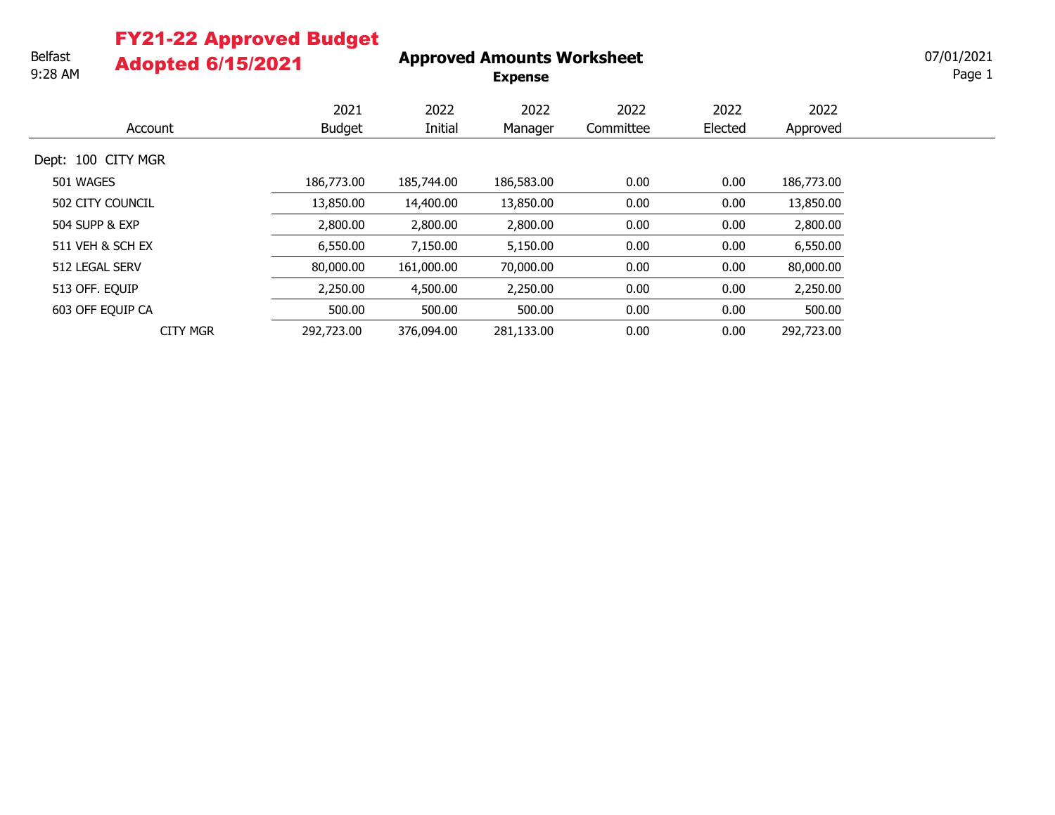# FY21-22 Approved Budget
# Adopted 6/15/2021

Belfast
9:28 AM

## Approved Amounts Worksheet
**Expense**

07/01/2021

| Account | 2021 Budget | 2022 Initial | 2022 Manager | 2022 Committee | 2022 Elected | 2022 Approved |
|---|---|---|---|---|---|---|
| Dept: 100 CITY MGR | | | | | | |
| 501 WAGES | 186,773.00 | 185,744.00 | 186,583.00 | 0.00 | 0.00 | 186,773.00 |
| 502 CITY COUNCIL | 13,850.00 | 14,400.00 | 13,850.00 | 0.00 | 0.00 | 13,850.00 |
| 504 SUPP & EXP | 2,800.00 | 2,800.00 | 2,800.00 | 0.00 | 0.00 | 2,800.00 |
| 511 VEH & SCH EX | 6,550.00 | 7,150.00 | 5,150.00 | 0.00 | 0.00 | 6,550.00 |
| 512 LEGAL SERV | 80,000.00 | 161,000.00 | 70,000.00 | 0.00 | 0.00 | 80,000.00 |
| 513 OFF. EQUIP | 2,250.00 | 4,500.00 | 2,250.00 | 0.00 | 0.00 | 2,250.00 |
| 603 OFF EQUIP CA | 500.00 | 500.00 | 500.00 | 0.00 | 0.00 | 500.00 |
| CITY MGR | 292,723.00 | 376,094.00 | 281,133.00 | 0.00 | 0.00 | 292,723.00 |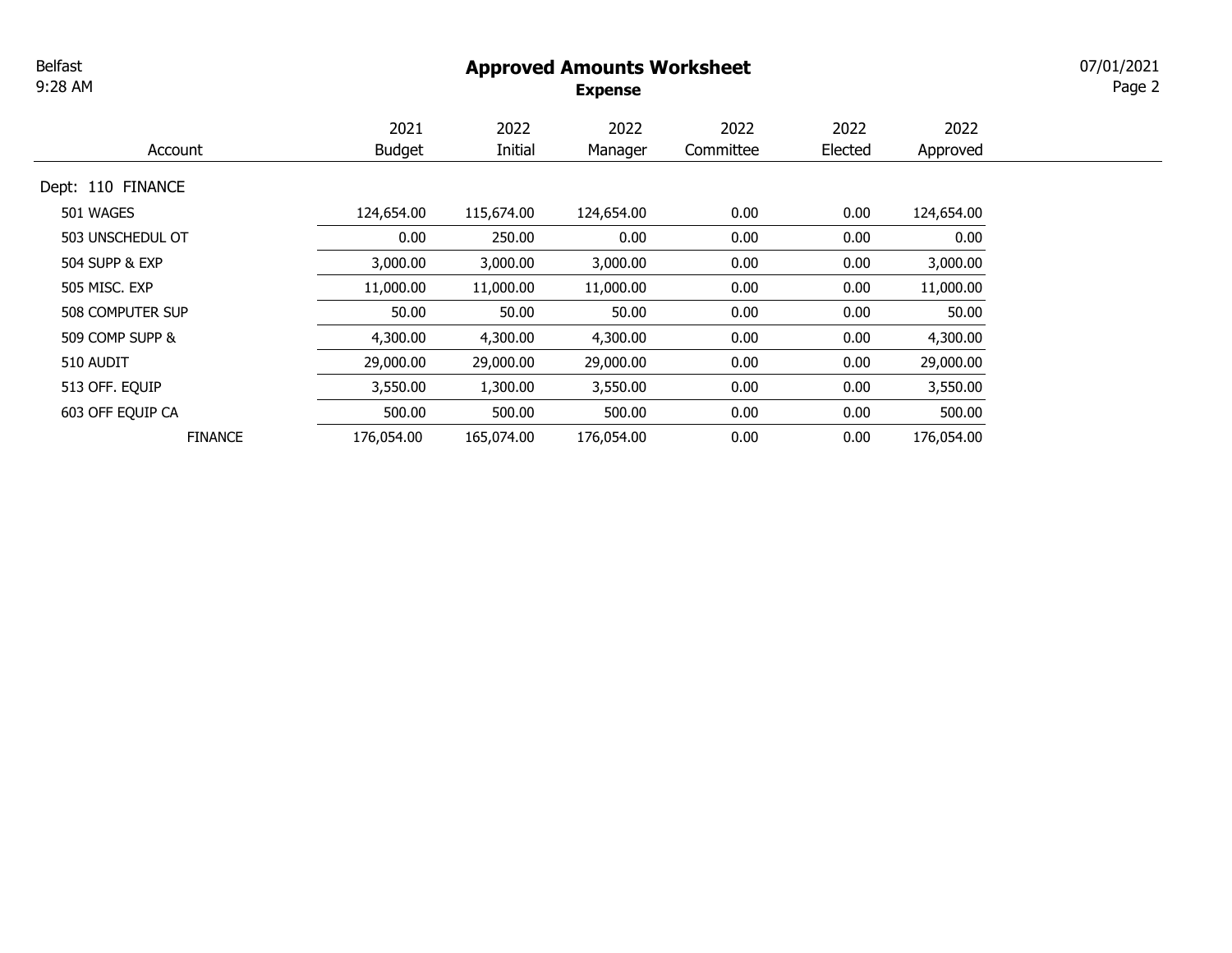# Approved Amounts Worksheet

## Expense

| Account | 2021 Budget | 2022 Initial | 2022 Manager | 2022 Committee | 2022 Elected | 2022 Approved |
|---|---|---|---|---|---|---|
| Dept: 110 FINANCE | | | | | | |
| 501 WAGES | 124,654.00 | 115,674.00 | 124,654.00 | 0.00 | 0.00 | 124,654.00 |
| 503 UNSCHEDUL OT | 0.00 | 250.00 | 0.00 | 0.00 | 0.00 | 0.00 |
| 504 SUPP & EXP | 3,000.00 | 3,000.00 | 3,000.00 | 0.00 | 0.00 | 3,000.00 |
| 505 MISC. EXP | 11,000.00 | 11,000.00 | 11,000.00 | 0.00 | 0.00 | 11,000.00 |
| 508 COMPUTER SUP | 50.00 | 50.00 | 50.00 | 0.00 | 0.00 | 50.00 |
| 509 COMP SUPP & | 4,300.00 | 4,300.00 | 4,300.00 | 0.00 | 0.00 | 4,300.00 |
| 510 AUDIT | 29,000.00 | 29,000.00 | 29,000.00 | 0.00 | 0.00 | 29,000.00 |
| 513 OFF. EQUIP | 3,550.00 | 1,300.00 | 3,550.00 | 0.00 | 0.00 | 3,550.00 |
| 603 OFF EQUIP CA | 500.00 | 500.00 | 500.00 | 0.00 | 0.00 | 500.00 |
| FINANCE | 176,054.00 | 165,074.00 | 176,054.00 | 0.00 | 0.00 | 176,054.00 |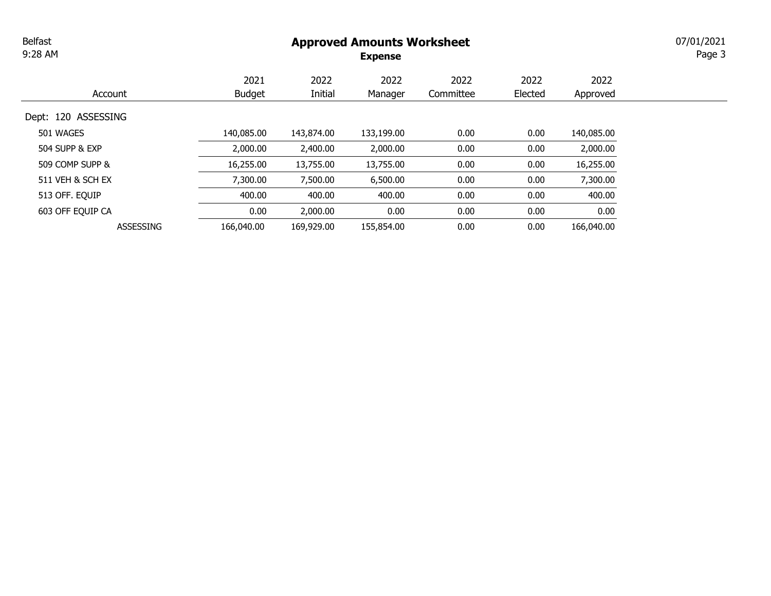# Approved Amounts Worksheet

## Expense

| Account | 2021 Budget | 2022 Initial | 2022 Manager | 2022 Committee | 2022 Elected | 2022 Approved |
|---|---|---|---|---|---|---|
| Dept: 120 ASSESSING | | | | | | |
| 501 WAGES | 140,085.00 | 143,874.00 | 133,199.00 | 0.00 | 0.00 | 140,085.00 |
| 504 SUPP & EXP | 2,000.00 | 2,400.00 | 2,000.00 | 0.00 | 0.00 | 2,000.00 |
| 509 COMP SUPP & | 16,255.00 | 13,755.00 | 13,755.00 | 0.00 | 0.00 | 16,255.00 |
| 511 VEH & SCH EX | 7,300.00 | 7,500.00 | 6,500.00 | 0.00 | 0.00 | 7,300.00 |
| 513 OFF. EQUIP | 400.00 | 400.00 | 400.00 | 0.00 | 0.00 | 400.00 |
| 603 OFF EQUIP CA | 0.00 | 2,000.00 | 0.00 | 0.00 | 0.00 | 0.00 |
| ASSESSING | 166,040.00 | 169,929.00 | 155,854.00 | 0.00 | 0.00 | 166,040.00 |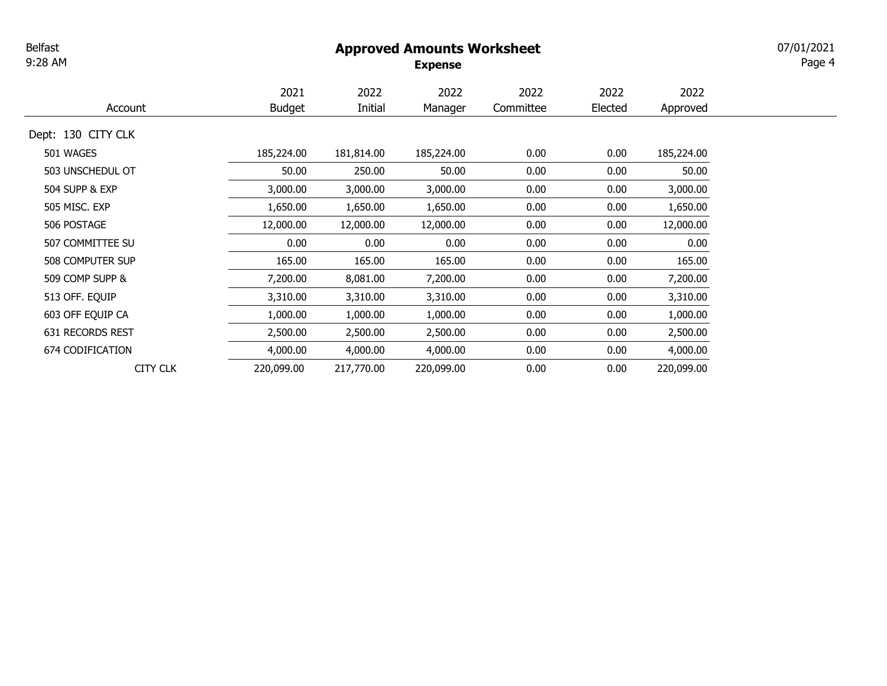# Approved Amounts Worksheet

## Expense

| Account | 2021 Budget | 2022 Initial | 2022 Manager | 2022 Committee | 2022 Elected | 2022 Approved |
|---|---|---|---|---|---|---|
| Dept: 130 CITY CLK | | | | | | |
| 501 WAGES | 185,224.00 | 181,814.00 | 185,224.00 | 0.00 | 0.00 | 185,224.00 |
| 503 UNSCHEDUL OT | 50.00 | 250.00 | 50.00 | 0.00 | 0.00 | 50.00 |
| 504 SUPP & EXP | 3,000.00 | 3,000.00 | 3,000.00 | 0.00 | 0.00 | 3,000.00 |
| 505 MISC. EXP | 1,650.00 | 1,650.00 | 1,650.00 | 0.00 | 0.00 | 1,650.00 |
| 506 POSTAGE | 12,000.00 | 12,000.00 | 12,000.00 | 0.00 | 0.00 | 12,000.00 |
| 507 COMMITTEE SU | 0.00 | 0.00 | 0.00 | 0.00 | 0.00 | 0.00 |
| 508 COMPUTER SUP | 165.00 | 165.00 | 165.00 | 0.00 | 0.00 | 165.00 |
| 509 COMP SUPP & | 7,200.00 | 8,081.00 | 7,200.00 | 0.00 | 0.00 | 7,200.00 |
| 513 OFF. EQUIP | 3,310.00 | 3,310.00 | 3,310.00 | 0.00 | 0.00 | 3,310.00 |
| 603 OFF EQUIP CA | 1,000.00 | 1,000.00 | 1,000.00 | 0.00 | 0.00 | 1,000.00 |
| 631 RECORDS REST | 2,500.00 | 2,500.00 | 2,500.00 | 0.00 | 0.00 | 2,500.00 |
| 674 CODIFICATION | 4,000.00 | 4,000.00 | 4,000.00 | 0.00 | 0.00 | 4,000.00 |
| CITY CLK | 220,099.00 | 217,770.00 | 220,099.00 | 0.00 | 0.00 | 220,099.00 |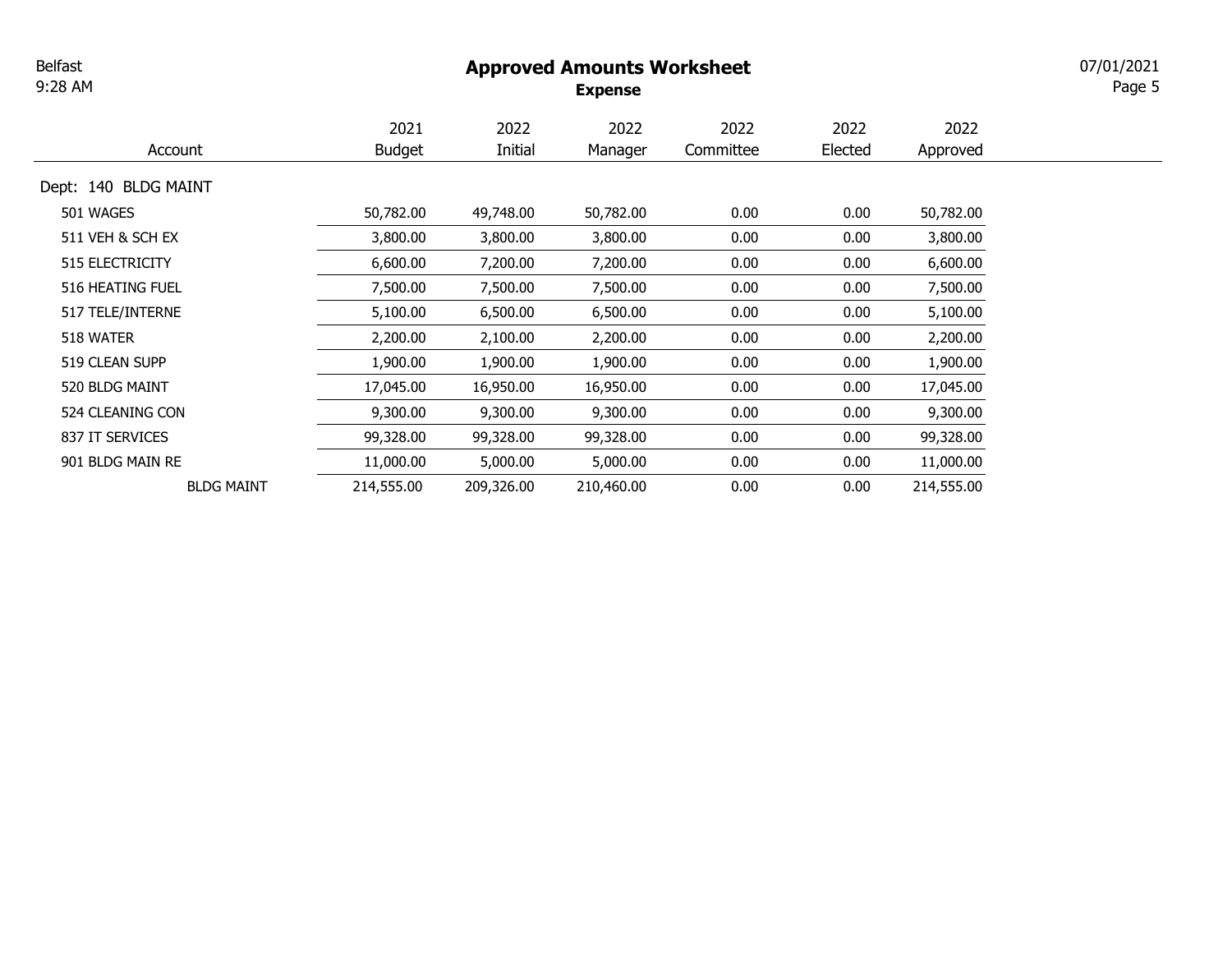# Approved Amounts Worksheet

## Expense

| Account | 2021 Budget | 2022 Initial | 2022 Manager | 2022 Committee | 2022 Elected | 2022 Approved |
|---|---|---|---|---|---|---|
| Dept: 140 BLDG MAINT | | | | | | |
| 501 WAGES | 50,782.00 | 49,748.00 | 50,782.00 | 0.00 | 0.00 | 50,782.00 |
| 511 VEH & SCH EX | 3,800.00 | 3,800.00 | 3,800.00 | 0.00 | 0.00 | 3,800.00 |
| 515 ELECTRICITY | 6,600.00 | 7,200.00 | 7,200.00 | 0.00 | 0.00 | 6,600.00 |
| 516 HEATING FUEL | 7,500.00 | 7,500.00 | 7,500.00 | 0.00 | 0.00 | 7,500.00 |
| 517 TELE/INTERNE | 5,100.00 | 6,500.00 | 6,500.00 | 0.00 | 0.00 | 5,100.00 |
| 518 WATER | 2,200.00 | 2,100.00 | 2,200.00 | 0.00 | 0.00 | 2,200.00 |
| 519 CLEAN SUPP | 1,900.00 | 1,900.00 | 1,900.00 | 0.00 | 0.00 | 1,900.00 |
| 520 BLDG MAINT | 17,045.00 | 16,950.00 | 16,950.00 | 0.00 | 0.00 | 17,045.00 |
| 524 CLEANING CON | 9,300.00 | 9,300.00 | 9,300.00 | 0.00 | 0.00 | 9,300.00 |
| 837 IT SERVICES | 99,328.00 | 99,328.00 | 99,328.00 | 0.00 | 0.00 | 99,328.00 |
| 901 BLDG MAIN RE | 11,000.00 | 5,000.00 | 5,000.00 | 0.00 | 0.00 | 11,000.00 |
| BLDG MAINT | 214,555.00 | 209,326.00 | 210,460.00 | 0.00 | 0.00 | 214,555.00 |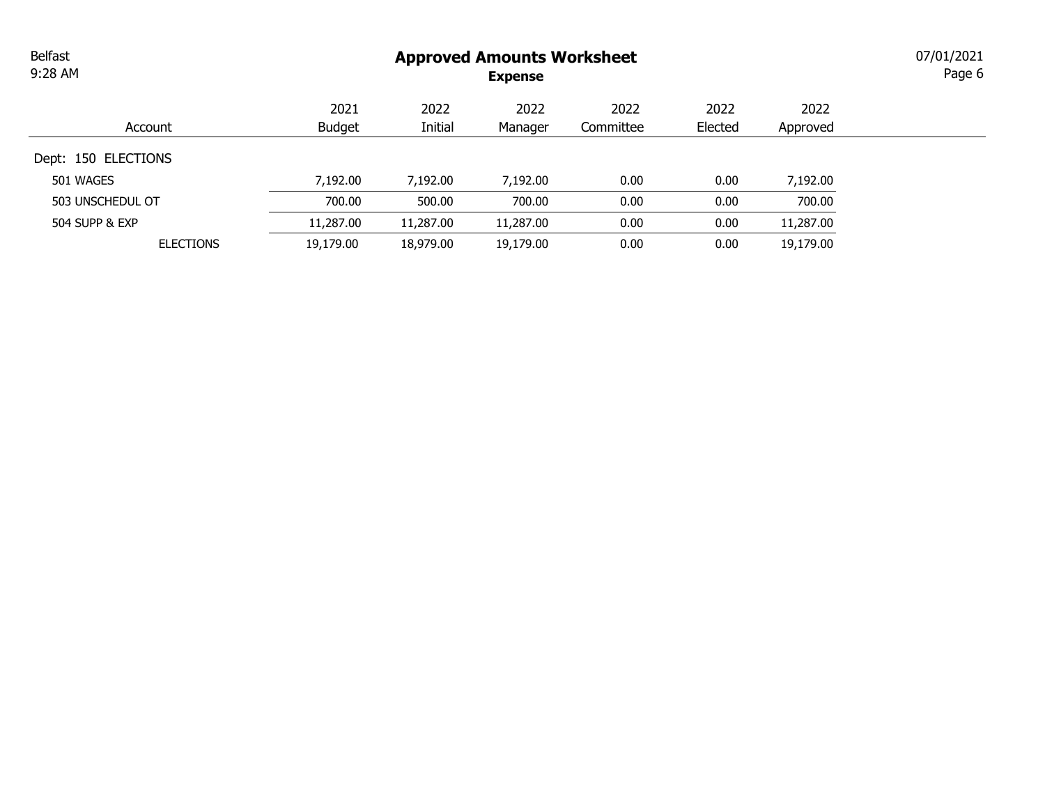# Approved Amounts Worksheet

## Expense

| Account | 2021 Budget | 2022 Initial | 2022 Manager | 2022 Committee | 2022 Elected | 2022 Approved |
|---|---|---|---|---|---|---|
| Dept: 150 ELECTIONS | | | | | | |
| 501 WAGES | 7,192.00 | 7,192.00 | 7,192.00 | 0.00 | 0.00 | 7,192.00 |
| 503 UNSCHEDUL OT | 700.00 | 500.00 | 700.00 | 0.00 | 0.00 | 700.00 |
| 504 SUPP & EXP | 11,287.00 | 11,287.00 | 11,287.00 | 0.00 | 0.00 | 11,287.00 |
| ELECTIONS | 19,179.00 | 18,979.00 | 19,179.00 | 0.00 | 0.00 | 19,179.00 |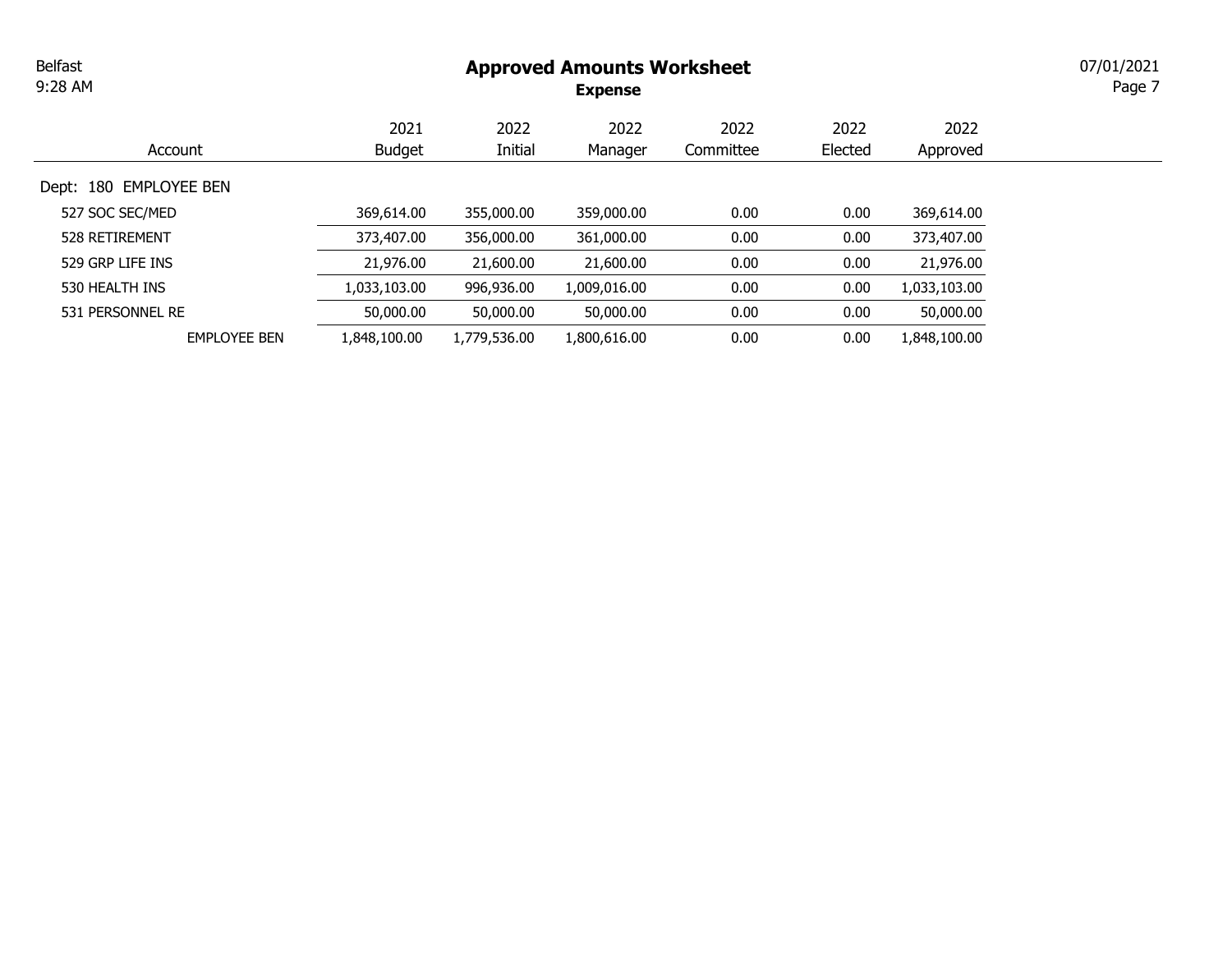# Approved Amounts Worksheet

## Expense

| Account | 2021 Budget | 2022 Initial | 2022 Manager | 2022 Committee | 2022 Elected | 2022 Approved |
|---|---|---|---|---|---|---|
| Dept: 180 EMPLOYEE BEN | | | | | | |
| 527 SOC SEC/MED | 369,614.00 | 355,000.00 | 359,000.00 | 0.00 | 0.00 | 369,614.00 |
| 528 RETIREMENT | 373,407.00 | 356,000.00 | 361,000.00 | 0.00 | 0.00 | 373,407.00 |
| 529 GRP LIFE INS | 21,976.00 | 21,600.00 | 21,600.00 | 0.00 | 0.00 | 21,976.00 |
| 530 HEALTH INS | 1,033,103.00 | 996,936.00 | 1,009,016.00 | 0.00 | 0.00 | 1,033,103.00 |
| 531 PERSONNEL RE | 50,000.00 | 50,000.00 | 50,000.00 | 0.00 | 0.00 | 50,000.00 |
| EMPLOYEE BEN | 1,848,100.00 | 1,779,536.00 | 1,800,616.00 | 0.00 | 0.00 | 1,848,100.00 |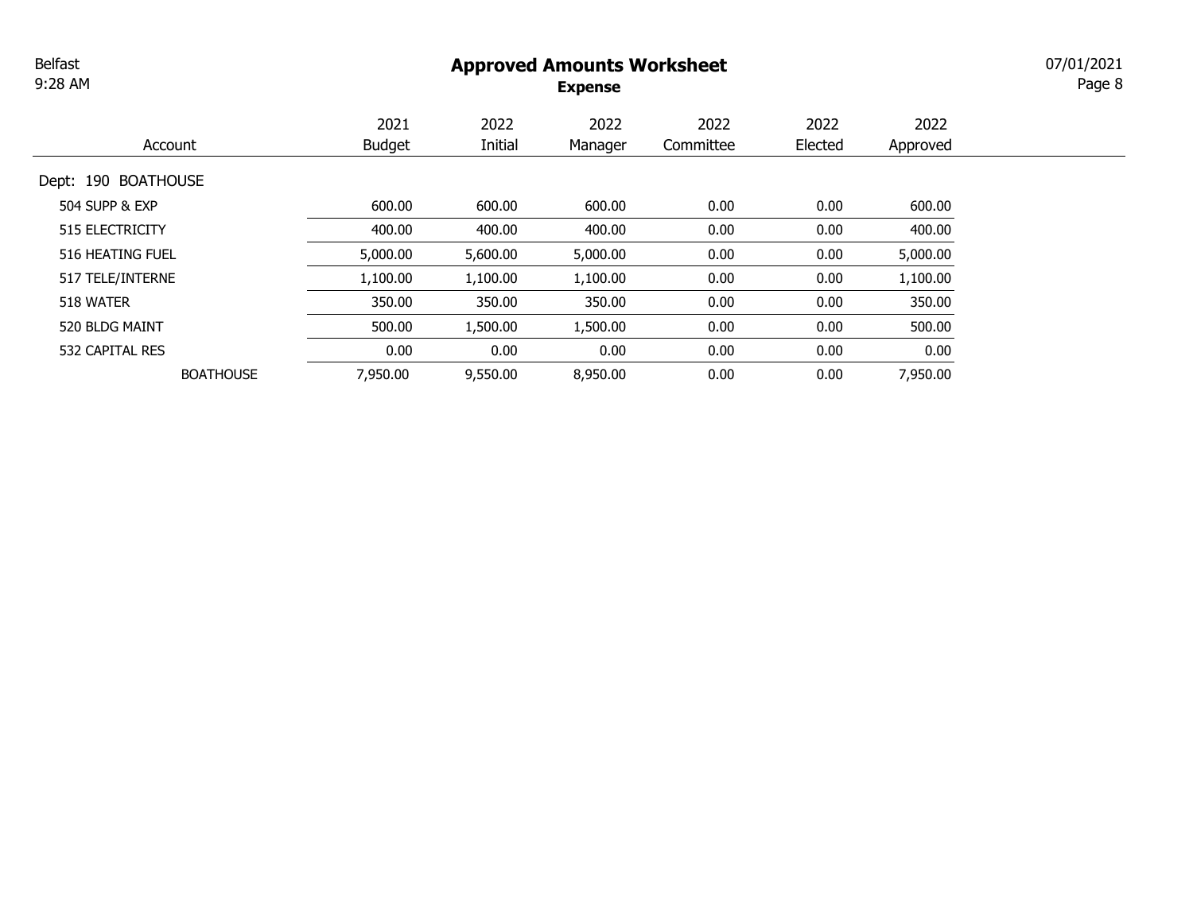# Approved Amounts Worksheet

## Expense

| Account | 2021 Budget | 2022 Initial | 2022 Manager | 2022 Committee | 2022 Elected | 2022 Approved |
|---|---|---|---|---|---|---|
| **Dept: 190 BOATHOUSE** | | | | | | |
| 504 SUPP & EXP | 600.00 | 600.00 | 600.00 | 0.00 | 0.00 | 600.00 |
| 515 ELECTRICITY | 400.00 | 400.00 | 400.00 | 0.00 | 0.00 | 400.00 |
| 516 HEATING FUEL | 5,000.00 | 5,600.00 | 5,000.00 | 0.00 | 0.00 | 5,000.00 |
| 517 TELE/INTERNE | 1,100.00 | 1,100.00 | 1,100.00 | 0.00 | 0.00 | 1,100.00 |
| 518 WATER | 350.00 | 350.00 | 350.00 | 0.00 | 0.00 | 350.00 |
| 520 BLDG MAINT | 500.00 | 1,500.00 | 1,500.00 | 0.00 | 0.00 | 500.00 |
| 532 CAPITAL RES | 0.00 | 0.00 | 0.00 | 0.00 | 0.00 | 0.00 |
| BOATHOUSE | 7,950.00 | 9,550.00 | 8,950.00 | 0.00 | 0.00 | 7,950.00 |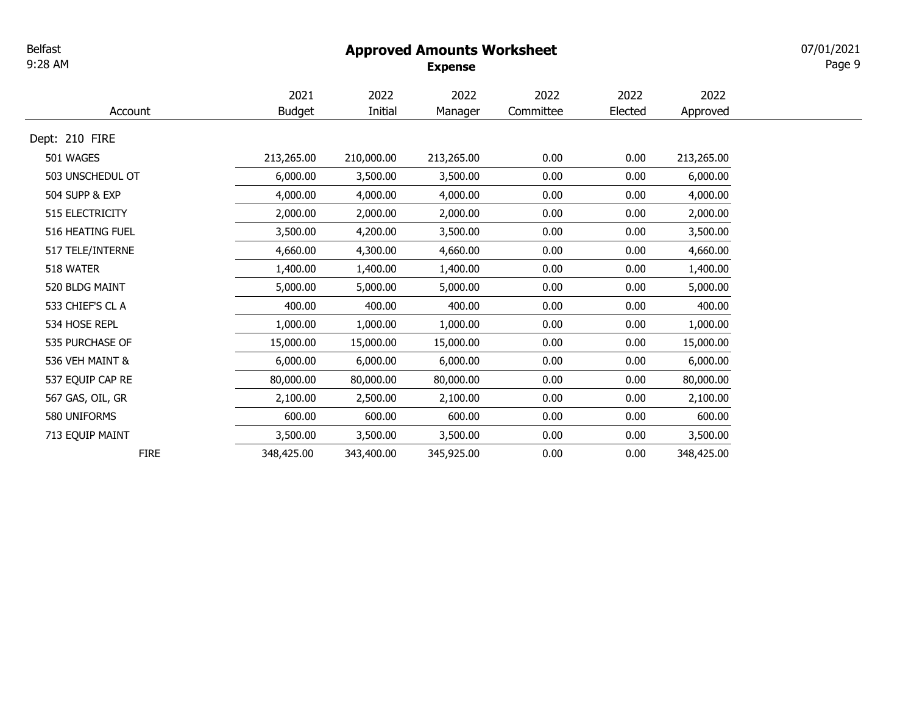Belfast
9:28 AM

# Approved Amounts Worksheet

## Expense

07/01/2021

| Account | 2021 Budget | 2022 Initial | 2022 Manager | 2022 Committee | 2022 Elected | 2022 Approved |
|---|---|---|---|---|---|---|
| Dept: 210 FIRE | | | | | | |
| 501 WAGES | 213,265.00 | 210,000.00 | 213,265.00 | 0.00 | 0.00 | 213,265.00 |
| 503 UNSCHEDUL OT | 6,000.00 | 3,500.00 | 3,500.00 | 0.00 | 0.00 | 6,000.00 |
| 504 SUPP & EXP | 4,000.00 | 4,000.00 | 4,000.00 | 0.00 | 0.00 | 4,000.00 |
| 515 ELECTRICITY | 2,000.00 | 2,000.00 | 2,000.00 | 0.00 | 0.00 | 2,000.00 |
| 516 HEATING FUEL | 3,500.00 | 4,200.00 | 3,500.00 | 0.00 | 0.00 | 3,500.00 |
| 517 TELE/INTERNE | 4,660.00 | 4,300.00 | 4,660.00 | 0.00 | 0.00 | 4,660.00 |
| 518 WATER | 1,400.00 | 1,400.00 | 1,400.00 | 0.00 | 0.00 | 1,400.00 |
| 520 BLDG MAINT | 5,000.00 | 5,000.00 | 5,000.00 | 0.00 | 0.00 | 5,000.00 |
| 533 CHIEF'S CL A | 400.00 | 400.00 | 400.00 | 0.00 | 0.00 | 400.00 |
| 534 HOSE REPL | 1,000.00 | 1,000.00 | 1,000.00 | 0.00 | 0.00 | 1,000.00 |
| 535 PURCHASE OF | 15,000.00 | 15,000.00 | 15,000.00 | 0.00 | 0.00 | 15,000.00 |
| 536 VEH MAINT & | 6,000.00 | 6,000.00 | 6,000.00 | 0.00 | 0.00 | 6,000.00 |
| 537 EQUIP CAP RE | 80,000.00 | 80,000.00 | 80,000.00 | 0.00 | 0.00 | 80,000.00 |
| 567 GAS, OIL, GR | 2,100.00 | 2,500.00 | 2,100.00 | 0.00 | 0.00 | 2,100.00 |
| 580 UNIFORMS | 600.00 | 600.00 | 600.00 | 0.00 | 0.00 | 600.00 |
| 713 EQUIP MAINT | 3,500.00 | 3,500.00 | 3,500.00 | 0.00 | 0.00 | 3,500.00 |
| FIRE | 348,425.00 | 343,400.00 | 345,925.00 | 0.00 | 0.00 | 348,425.00 |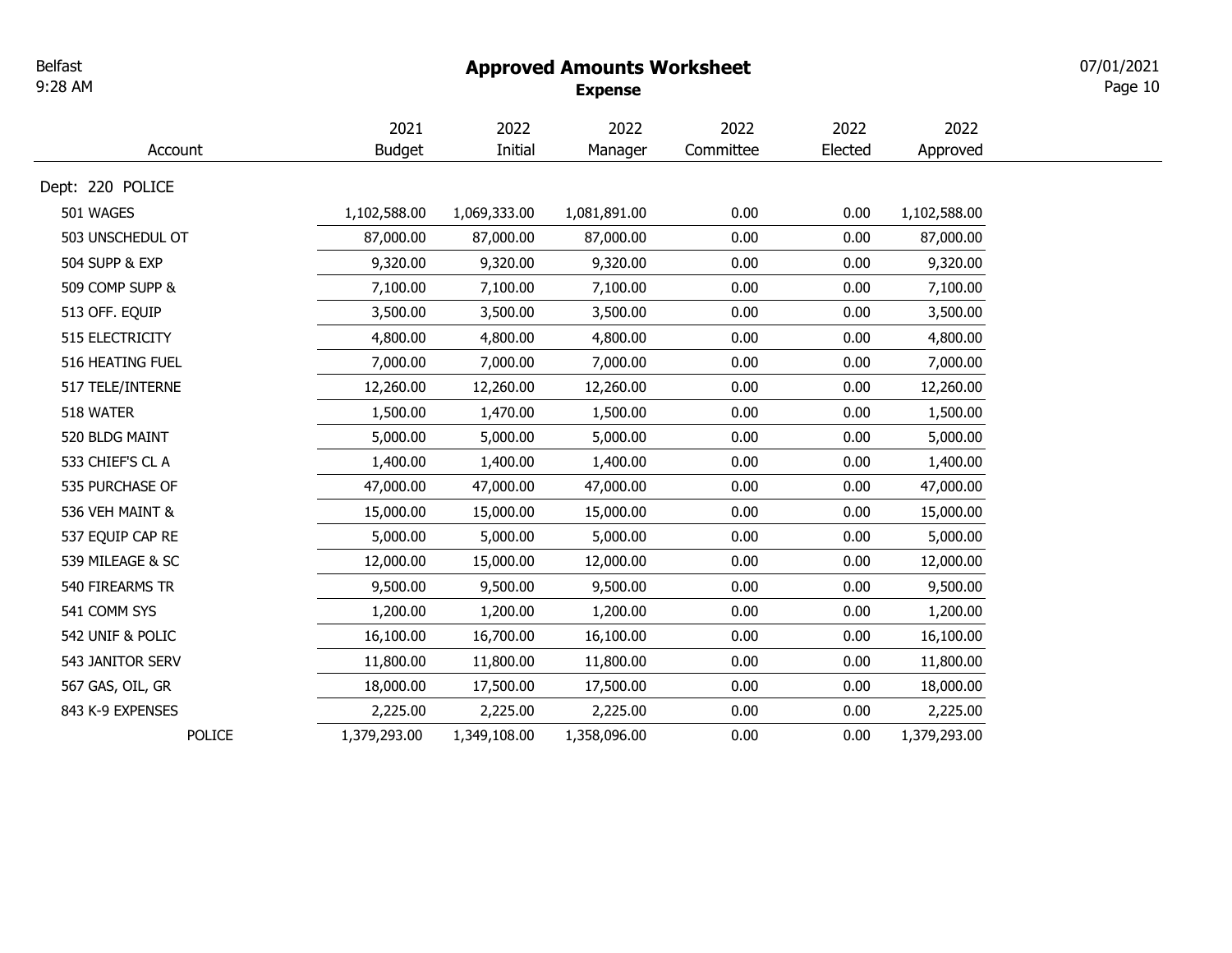Belfast
9:28 AM

# Approved Amounts Worksheet

## Expense

07/01/2021

| Account | 2021 Budget | 2022 Initial | 2022 Manager | 2022 Committee | 2022 Elected | 2022 Approved |
|---|---|---|---|---|---|---|
| Dept: 220 POLICE | | | | | | |
| 501 WAGES | 1,102,588.00 | 1,069,333.00 | 1,081,891.00 | 0.00 | 0.00 | 1,102,588.00 |
| 503 UNSCHEDUL OT | 87,000.00 | 87,000.00 | 87,000.00 | 0.00 | 0.00 | 87,000.00 |
| 504 SUPP & EXP | 9,320.00 | 9,320.00 | 9,320.00 | 0.00 | 0.00 | 9,320.00 |
| 509 COMP SUPP & | 7,100.00 | 7,100.00 | 7,100.00 | 0.00 | 0.00 | 7,100.00 |
| 513 OFF. EQUIP | 3,500.00 | 3,500.00 | 3,500.00 | 0.00 | 0.00 | 3,500.00 |
| 515 ELECTRICITY | 4,800.00 | 4,800.00 | 4,800.00 | 0.00 | 0.00 | 4,800.00 |
| 516 HEATING FUEL | 7,000.00 | 7,000.00 | 7,000.00 | 0.00 | 0.00 | 7,000.00 |
| 517 TELE/INTERNE | 12,260.00 | 12,260.00 | 12,260.00 | 0.00 | 0.00 | 12,260.00 |
| 518 WATER | 1,500.00 | 1,470.00 | 1,500.00 | 0.00 | 0.00 | 1,500.00 |
| 520 BLDG MAINT | 5,000.00 | 5,000.00 | 5,000.00 | 0.00 | 0.00 | 5,000.00 |
| 533 CHIEF'S CL A | 1,400.00 | 1,400.00 | 1,400.00 | 0.00 | 0.00 | 1,400.00 |
| 535 PURCHASE OF | 47,000.00 | 47,000.00 | 47,000.00 | 0.00 | 0.00 | 47,000.00 |
| 536 VEH MAINT & | 15,000.00 | 15,000.00 | 15,000.00 | 0.00 | 0.00 | 15,000.00 |
| 537 EQUIP CAP RE | 5,000.00 | 5,000.00 | 5,000.00 | 0.00 | 0.00 | 5,000.00 |
| 539 MILEAGE & SC | 12,000.00 | 15,000.00 | 12,000.00 | 0.00 | 0.00 | 12,000.00 |
| 540 FIREARMS TR | 9,500.00 | 9,500.00 | 9,500.00 | 0.00 | 0.00 | 9,500.00 |
| 541 COMM SYS | 1,200.00 | 1,200.00 | 1,200.00 | 0.00 | 0.00 | 1,200.00 |
| 542 UNIF & POLIC | 16,100.00 | 16,700.00 | 16,100.00 | 0.00 | 0.00 | 16,100.00 |
| 543 JANITOR SERV | 11,800.00 | 11,800.00 | 11,800.00 | 0.00 | 0.00 | 11,800.00 |
| 567 GAS, OIL, GR | 18,000.00 | 17,500.00 | 17,500.00 | 0.00 | 0.00 | 18,000.00 |
| 843 K-9 EXPENSES | 2,225.00 | 2,225.00 | 2,225.00 | 0.00 | 0.00 | 2,225.00 |
| POLICE | 1,379,293.00 | 1,349,108.00 | 1,358,096.00 | 0.00 | 0.00 | 1,379,293.00 |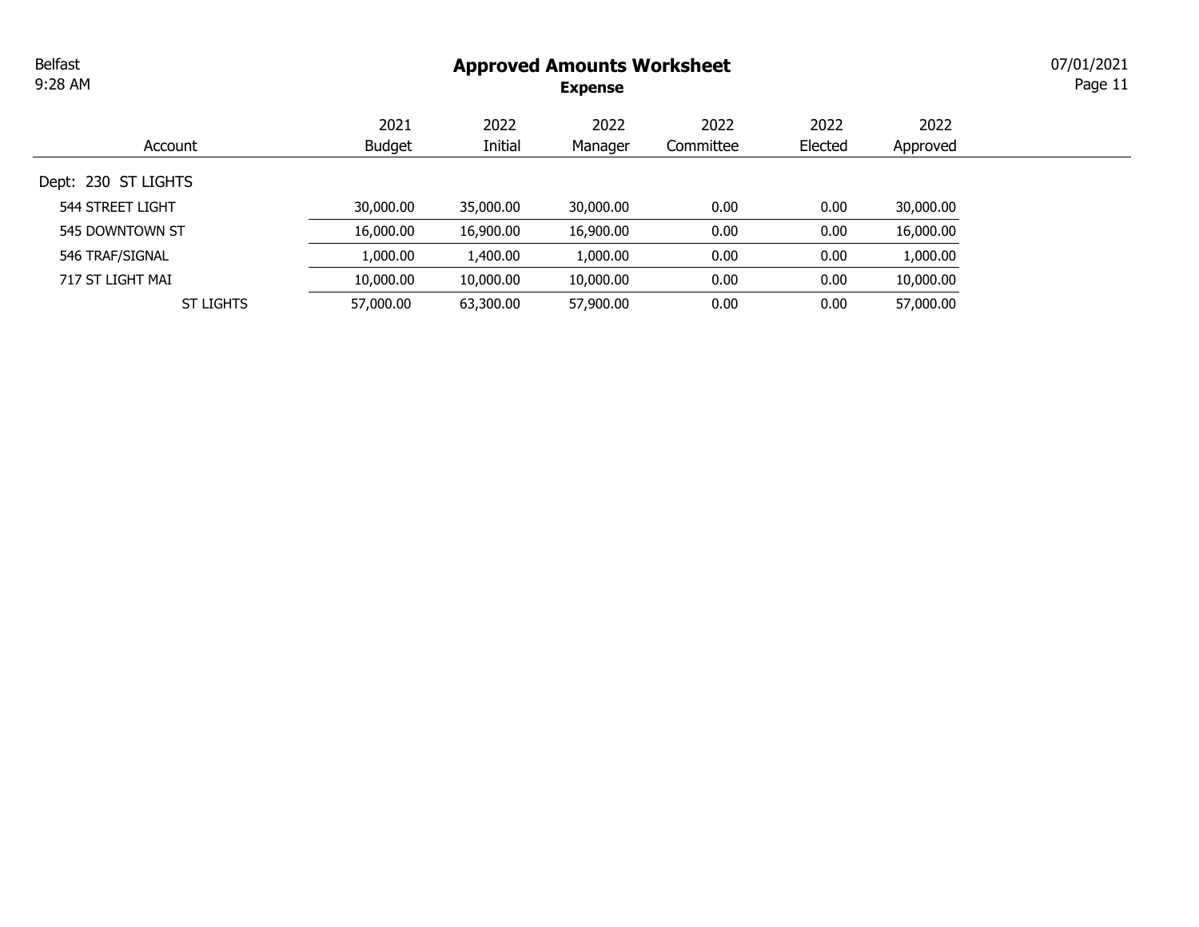# Approved Amounts Worksheet

## Expense

| Account | 2021 Budget | 2022 Initial | 2022 Manager | 2022 Committee | 2022 Elected | 2022 Approved |
|---|---|---|---|---|---|---|
| Dept: 230 ST LIGHTS | | | | | | |
| 544 STREET LIGHT | 30,000.00 | 35,000.00 | 30,000.00 | 0.00 | 0.00 | 30,000.00 |
| 545 DOWNTOWN ST | 16,000.00 | 16,900.00 | 16,900.00 | 0.00 | 0.00 | 16,000.00 |
| 546 TRAF/SIGNAL | 1,000.00 | 1,400.00 | 1,000.00 | 0.00 | 0.00 | 1,000.00 |
| 717 ST LIGHT MAI | 10,000.00 | 10,000.00 | 10,000.00 | 0.00 | 0.00 | 10,000.00 |
| ST LIGHTS | 57,000.00 | 63,300.00 | 57,900.00 | 0.00 | 0.00 | 57,000.00 |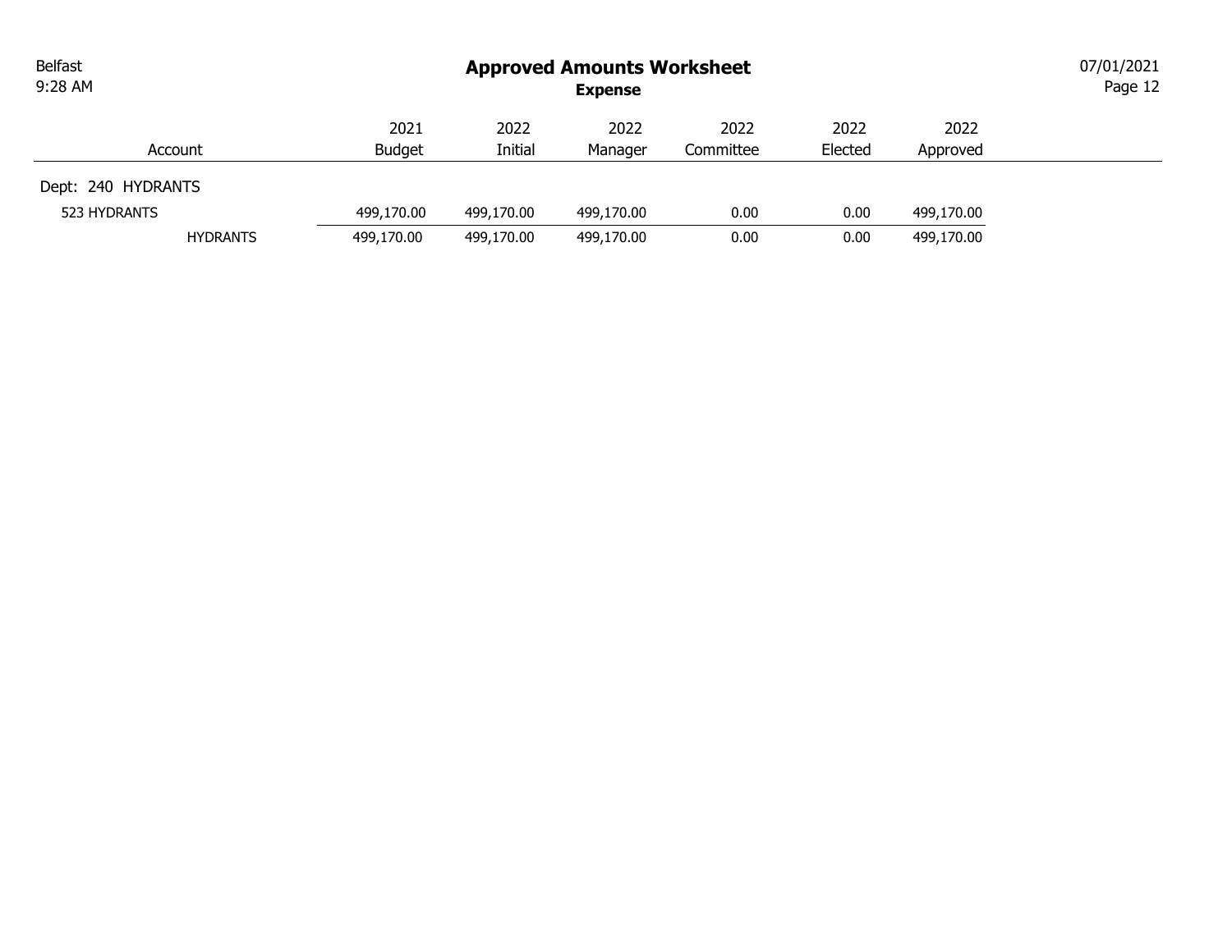# Approved Amounts Worksheet

**Expense**

| Account | 2021 Budget | 2022 Initial | 2022 Manager | 2022 Committee | 2022 Elected | 2022 Approved |
|---|---|---|---|---|---|---|
| Dept: 240 HYDRANTS | | | | | | |
| 523 HYDRANTS | 499,170.00 | 499,170.00 | 499,170.00 | 0.00 | 0.00 | 499,170.00 |
| HYDRANTS | 499,170.00 | 499,170.00 | 499,170.00 | 0.00 | 0.00 | 499,170.00 |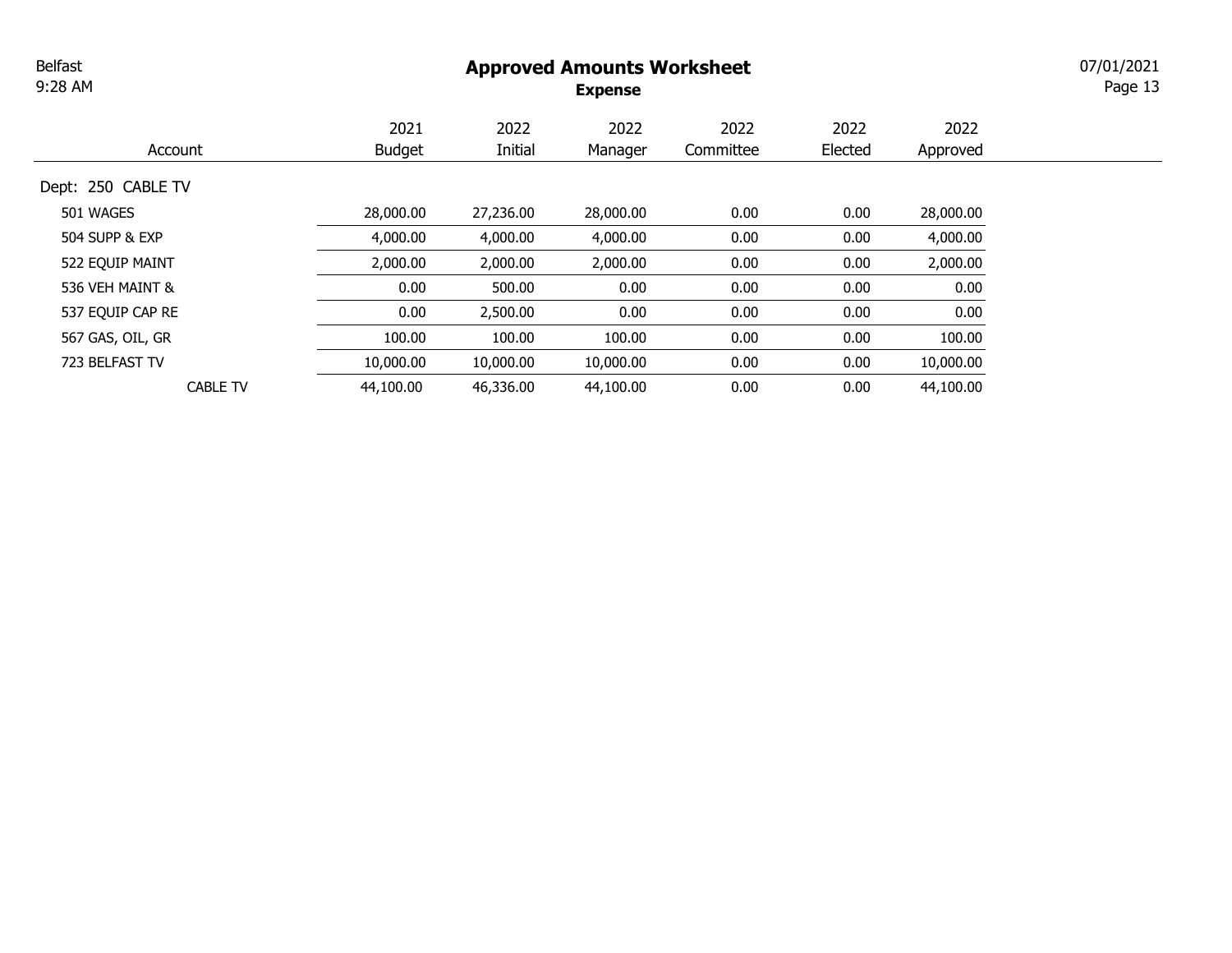# Approved Amounts Worksheet

## Expense

| Account | 2021 Budget | 2022 Initial | 2022 Manager | 2022 Committee | 2022 Elected | 2022 Approved |
|---|---|---|---|---|---|---|
| Dept: 250 CABLE TV | | | | | | |
| 501 WAGES | 28,000.00 | 27,236.00 | 28,000.00 | 0.00 | 0.00 | 28,000.00 |
| 504 SUPP & EXP | 4,000.00 | 4,000.00 | 4,000.00 | 0.00 | 0.00 | 4,000.00 |
| 522 EQUIP MAINT | 2,000.00 | 2,000.00 | 2,000.00 | 0.00 | 0.00 | 2,000.00 |
| 536 VEH MAINT & | 0.00 | 500.00 | 0.00 | 0.00 | 0.00 | 0.00 |
| 537 EQUIP CAP RE | 0.00 | 2,500.00 | 0.00 | 0.00 | 0.00 | 0.00 |
| 567 GAS, OIL, GR | 100.00 | 100.00 | 100.00 | 0.00 | 0.00 | 100.00 |
| 723 BELFAST TV | 10,000.00 | 10,000.00 | 10,000.00 | 0.00 | 0.00 | 10,000.00 |
| CABLE TV | 44,100.00 | 46,336.00 | 44,100.00 | 0.00 | 0.00 | 44,100.00 |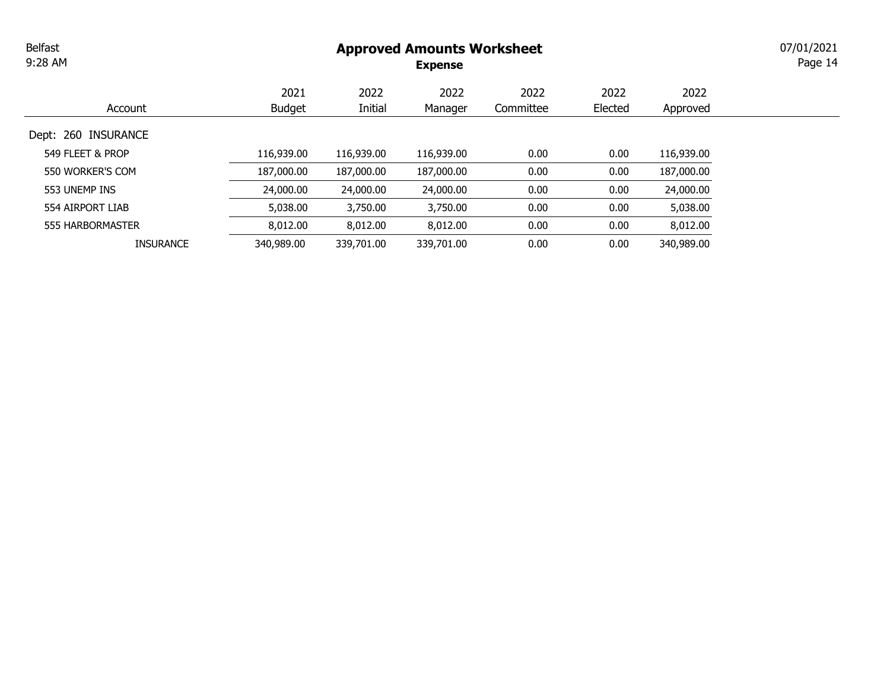# Approved Amounts Worksheet

## Expense

| Account | 2021 Budget | 2022 Initial | 2022 Manager | 2022 Committee | 2022 Elected | 2022 Approved |
|---|---|---|---|---|---|---|
| Dept: 260 INSURANCE | | | | | | |
| 549 FLEET & PROP | 116,939.00 | 116,939.00 | 116,939.00 | 0.00 | 0.00 | 116,939.00 |
| 550 WORKER'S COM | 187,000.00 | 187,000.00 | 187,000.00 | 0.00 | 0.00 | 187,000.00 |
| 553 UNEMP INS | 24,000.00 | 24,000.00 | 24,000.00 | 0.00 | 0.00 | 24,000.00 |
| 554 AIRPORT LIAB | 5,038.00 | 3,750.00 | 3,750.00 | 0.00 | 0.00 | 5,038.00 |
| 555 HARBORMASTER | 8,012.00 | 8,012.00 | 8,012.00 | 0.00 | 0.00 | 8,012.00 |
| INSURANCE | 340,989.00 | 339,701.00 | 339,701.00 | 0.00 | 0.00 | 340,989.00 |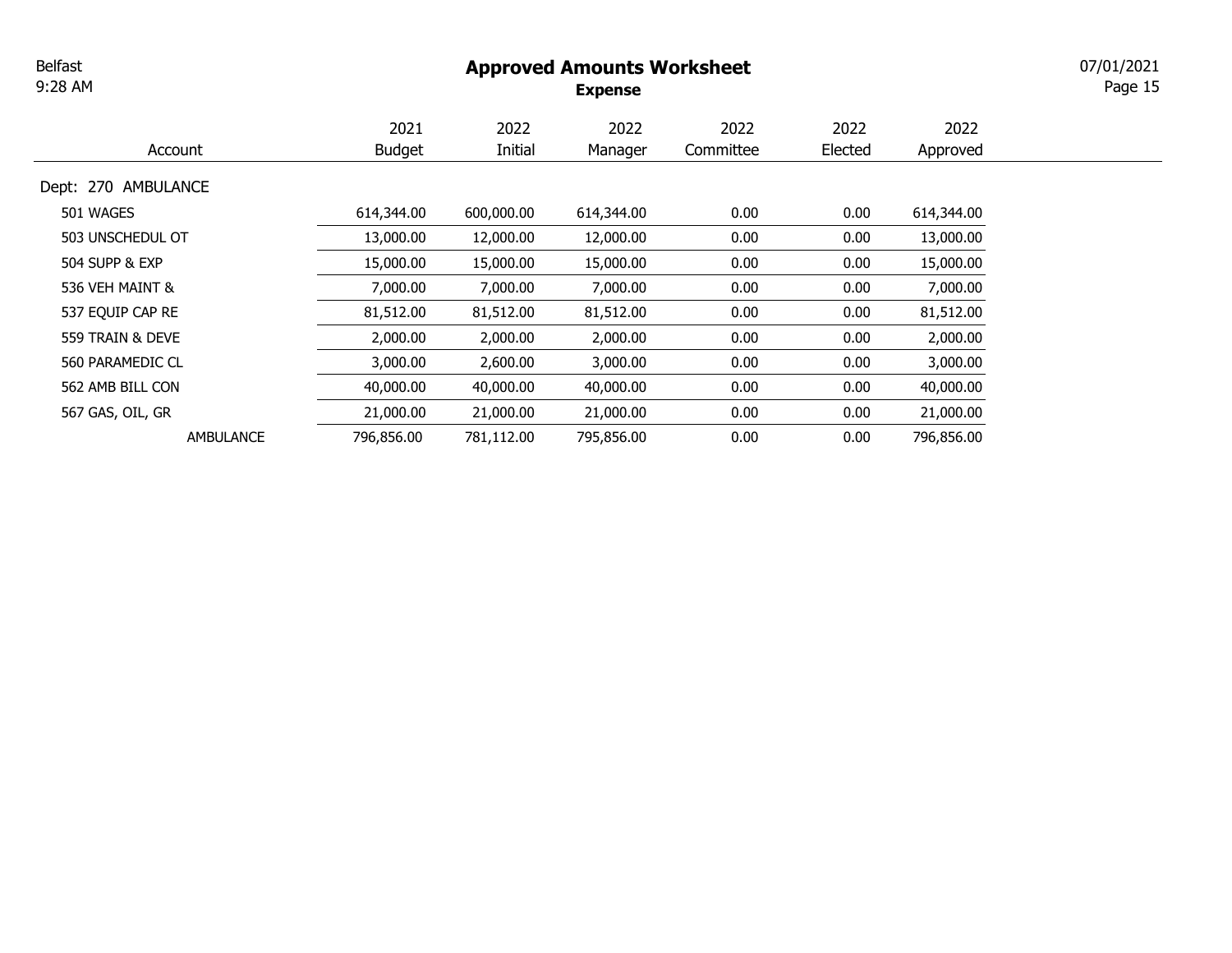# Approved Amounts Worksheet

## Expense

| Account | 2021 Budget | 2022 Initial | 2022 Manager | 2022 Committee | 2022 Elected | 2022 Approved |
|---|---|---|---|---|---|---|
| Dept: 270 AMBULANCE | | | | | | |
| 501 WAGES | 614,344.00 | 600,000.00 | 614,344.00 | 0.00 | 0.00 | 614,344.00 |
| 503 UNSCHEDUL OT | 13,000.00 | 12,000.00 | 12,000.00 | 0.00 | 0.00 | 13,000.00 |
| 504 SUPP & EXP | 15,000.00 | 15,000.00 | 15,000.00 | 0.00 | 0.00 | 15,000.00 |
| 536 VEH MAINT & | 7,000.00 | 7,000.00 | 7,000.00 | 0.00 | 0.00 | 7,000.00 |
| 537 EQUIP CAP RE | 81,512.00 | 81,512.00 | 81,512.00 | 0.00 | 0.00 | 81,512.00 |
| 559 TRAIN & DEVE | 2,000.00 | 2,000.00 | 2,000.00 | 0.00 | 0.00 | 2,000.00 |
| 560 PARAMEDIC CL | 3,000.00 | 2,600.00 | 3,000.00 | 0.00 | 0.00 | 3,000.00 |
| 562 AMB BILL CON | 40,000.00 | 40,000.00 | 40,000.00 | 0.00 | 0.00 | 40,000.00 |
| 567 GAS, OIL, GR | 21,000.00 | 21,000.00 | 21,000.00 | 0.00 | 0.00 | 21,000.00 |
| AMBULANCE | 796,856.00 | 781,112.00 | 795,856.00 | 0.00 | 0.00 | 796,856.00 |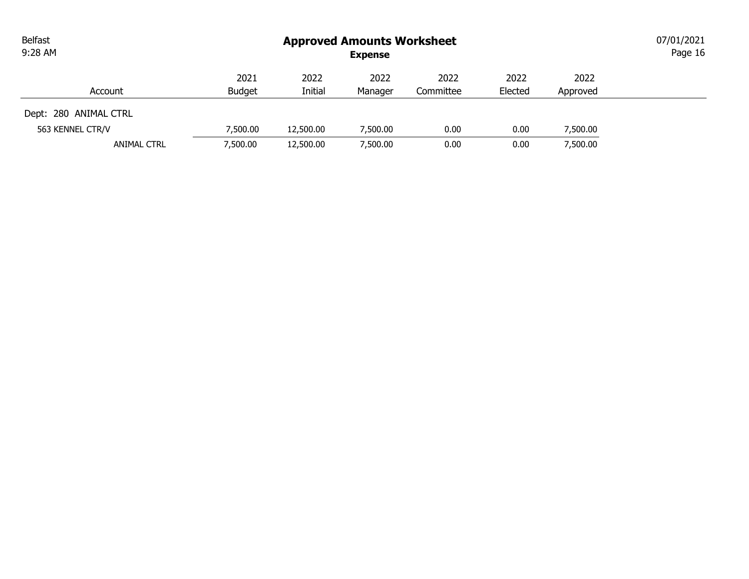# Approved Amounts Worksheet

## Expense

| Account | 2021 Budget | 2022 Initial | 2022 Manager | 2022 Committee | 2022 Elected | 2022 Approved |
|---|---|---|---|---|---|---|
| Dept: 280 ANIMAL CTRL | | | | | | |
| 563 KENNEL CTR/V | 7,500.00 | 12,500.00 | 7,500.00 | 0.00 | 0.00 | 7,500.00 |
| ANIMAL CTRL | 7,500.00 | 12,500.00 | 7,500.00 | 0.00 | 0.00 | 7,500.00 |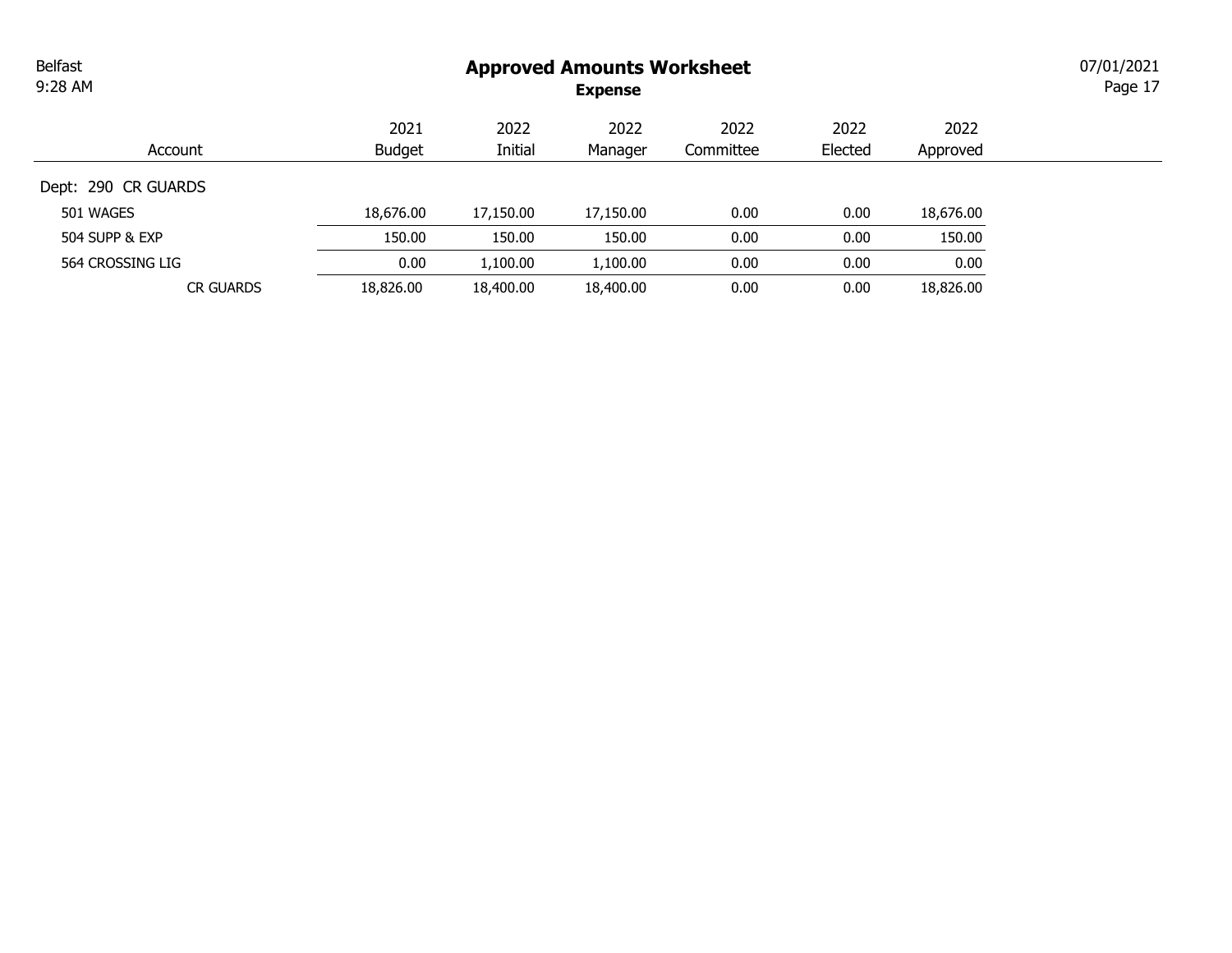# Approved Amounts Worksheet

## Expense

| Account | 2021 Budget | 2022 Initial | 2022 Manager | 2022 Committee | 2022 Elected | 2022 Approved |
|---|---|---|---|---|---|---|
| Dept: 290 CR GUARDS | | | | | | |
| 501 WAGES | 18,676.00 | 17,150.00 | 17,150.00 | 0.00 | 0.00 | 18,676.00 |
| 504 SUPP & EXP | 150.00 | 150.00 | 150.00 | 0.00 | 0.00 | 150.00 |
| 564 CROSSING LIG | 0.00 | 1,100.00 | 1,100.00 | 0.00 | 0.00 | 0.00 |
| CR GUARDS | 18,826.00 | 18,400.00 | 18,400.00 | 0.00 | 0.00 | 18,826.00 |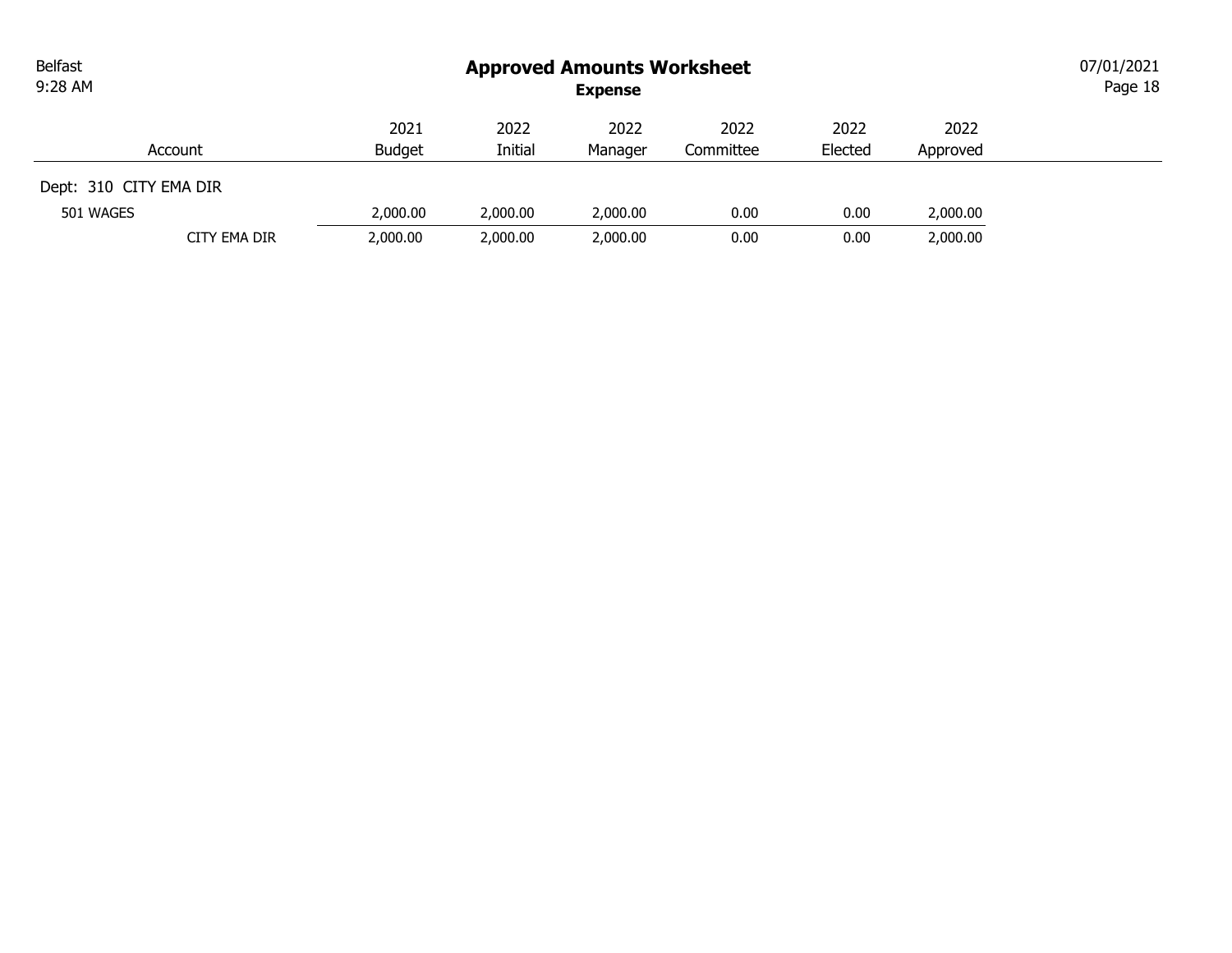# Approved Amounts Worksheet

## Expense

| Account | 2021 Budget | 2022 Initial | 2022 Manager | 2022 Committee | 2022 Elected | 2022 Approved |
|---|---|---|---|---|---|---|
| **Dept: 310 CITY EMA DIR** | | | | | | |
| 501 WAGES | 2,000.00 | 2,000.00 | 2,000.00 | 0.00 | 0.00 | 2,000.00 |
| CITY EMA DIR | 2,000.00 | 2,000.00 | 2,000.00 | 0.00 | 0.00 | 2,000.00 |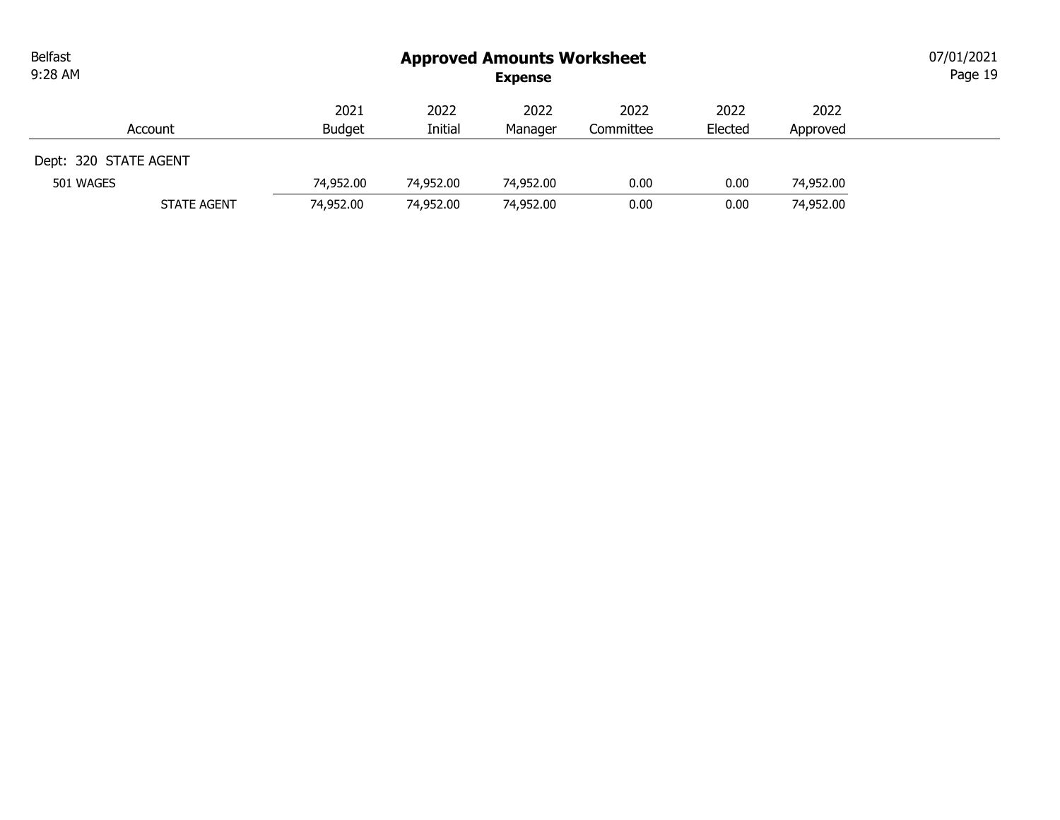# Approved Amounts Worksheet

## Expense

| Account | 2021 Budget | 2022 Initial | 2022 Manager | 2022 Committee | 2022 Elected | 2022 Approved |
|---|---|---|---|---|---|---|
| Dept: 320 STATE AGENT | | | | | | |
| 501 WAGES | 74,952.00 | 74,952.00 | 74,952.00 | 0.00 | 0.00 | 74,952.00 |
| STATE AGENT | 74,952.00 | 74,952.00 | 74,952.00 | 0.00 | 0.00 | 74,952.00 |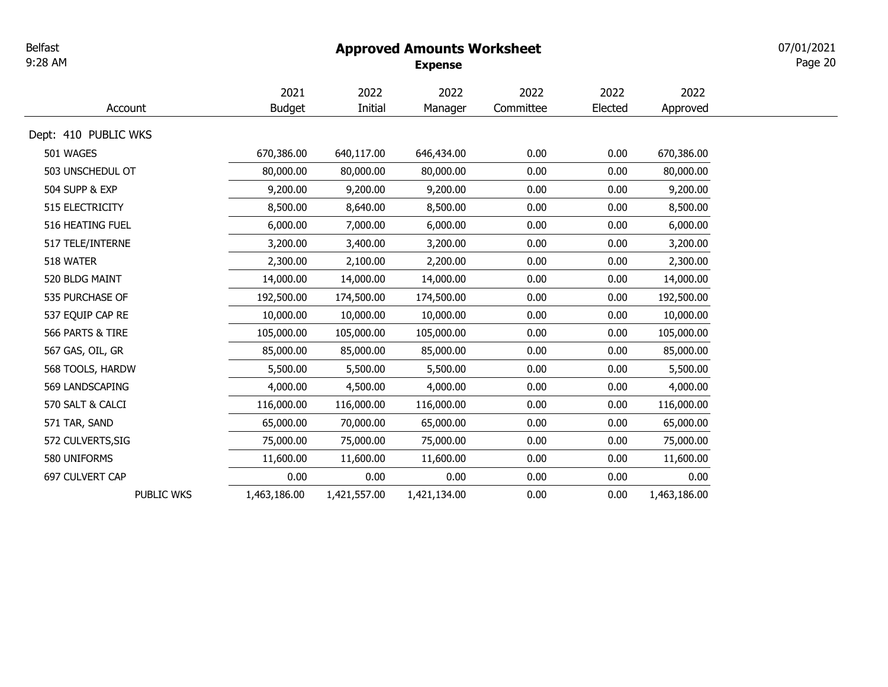Belfast
9:28 AM

# Approved Amounts Worksheet

**Expense**

07/01/2021

| Account | 2021 Budget | 2022 Initial | 2022 Manager | 2022 Committee | 2022 Elected | 2022 Approved |
|---|---|---|---|---|---|---|
| Dept: 410 PUBLIC WKS | | | | | | |
| 501 WAGES | 670,386.00 | 640,117.00 | 646,434.00 | 0.00 | 0.00 | 670,386.00 |
| 503 UNSCHEDUL OT | 80,000.00 | 80,000.00 | 80,000.00 | 0.00 | 0.00 | 80,000.00 |
| 504 SUPP & EXP | 9,200.00 | 9,200.00 | 9,200.00 | 0.00 | 0.00 | 9,200.00 |
| 515 ELECTRICITY | 8,500.00 | 8,640.00 | 8,500.00 | 0.00 | 0.00 | 8,500.00 |
| 516 HEATING FUEL | 6,000.00 | 7,000.00 | 6,000.00 | 0.00 | 0.00 | 6,000.00 |
| 517 TELE/INTERNE | 3,200.00 | 3,400.00 | 3,200.00 | 0.00 | 0.00 | 3,200.00 |
| 518 WATER | 2,300.00 | 2,100.00 | 2,200.00 | 0.00 | 0.00 | 2,300.00 |
| 520 BLDG MAINT | 14,000.00 | 14,000.00 | 14,000.00 | 0.00 | 0.00 | 14,000.00 |
| 535 PURCHASE OF | 192,500.00 | 174,500.00 | 174,500.00 | 0.00 | 0.00 | 192,500.00 |
| 537 EQUIP CAP RE | 10,000.00 | 10,000.00 | 10,000.00 | 0.00 | 0.00 | 10,000.00 |
| 566 PARTS & TIRE | 105,000.00 | 105,000.00 | 105,000.00 | 0.00 | 0.00 | 105,000.00 |
| 567 GAS, OIL, GR | 85,000.00 | 85,000.00 | 85,000.00 | 0.00 | 0.00 | 85,000.00 |
| 568 TOOLS, HARDW | 5,500.00 | 5,500.00 | 5,500.00 | 0.00 | 0.00 | 5,500.00 |
| 569 LANDSCAPING | 4,000.00 | 4,500.00 | 4,000.00 | 0.00 | 0.00 | 4,000.00 |
| 570 SALT & CALCI | 116,000.00 | 116,000.00 | 116,000.00 | 0.00 | 0.00 | 116,000.00 |
| 571 TAR, SAND | 65,000.00 | 70,000.00 | 65,000.00 | 0.00 | 0.00 | 65,000.00 |
| 572 CULVERTS,SIG | 75,000.00 | 75,000.00 | 75,000.00 | 0.00 | 0.00 | 75,000.00 |
| 580 UNIFORMS | 11,600.00 | 11,600.00 | 11,600.00 | 0.00 | 0.00 | 11,600.00 |
| 697 CULVERT CAP | 0.00 | 0.00 | 0.00 | 0.00 | 0.00 | 0.00 |
| PUBLIC WKS | 1,463,186.00 | 1,421,557.00 | 1,421,134.00 | 0.00 | 0.00 | 1,463,186.00 |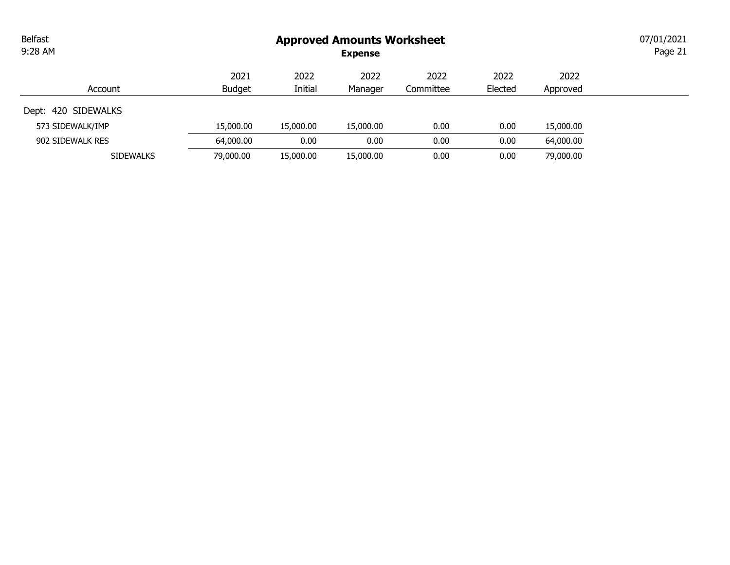# Approved Amounts Worksheet

## Expense

| Account | 2021 Budget | 2022 Initial | 2022 Manager | 2022 Committee | 2022 Elected | 2022 Approved |
|---|---|---|---|---|---|---|
| Dept: 420 SIDEWALKS | | | | | | |
| 573 SIDEWALK/IMP | 15,000.00 | 15,000.00 | 15,000.00 | 0.00 | 0.00 | 15,000.00 |
| 902 SIDEWALK RES | 64,000.00 | 0.00 | 0.00 | 0.00 | 0.00 | 64,000.00 |
| SIDEWALKS | 79,000.00 | 15,000.00 | 15,000.00 | 0.00 | 0.00 | 79,000.00 |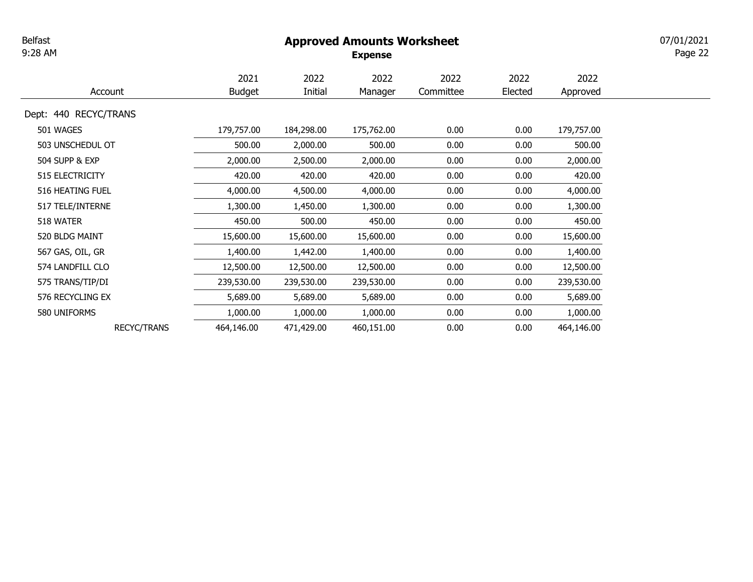# Approved Amounts Worksheet

## Expense

| Account | 2021 Budget | 2022 Initial | 2022 Manager | 2022 Committee | 2022 Elected | 2022 Approved |
|---|---|---|---|---|---|---|
| Dept: 440 RECYC/TRANS | | | | | | |
| 501 WAGES | 179,757.00 | 184,298.00 | 175,762.00 | 0.00 | 0.00 | 179,757.00 |
| 503 UNSCHEDUL OT | 500.00 | 2,000.00 | 500.00 | 0.00 | 0.00 | 500.00 |
| 504 SUPP & EXP | 2,000.00 | 2,500.00 | 2,000.00 | 0.00 | 0.00 | 2,000.00 |
| 515 ELECTRICITY | 420.00 | 420.00 | 420.00 | 0.00 | 0.00 | 420.00 |
| 516 HEATING FUEL | 4,000.00 | 4,500.00 | 4,000.00 | 0.00 | 0.00 | 4,000.00 |
| 517 TELE/INTERNE | 1,300.00 | 1,450.00 | 1,300.00 | 0.00 | 0.00 | 1,300.00 |
| 518 WATER | 450.00 | 500.00 | 450.00 | 0.00 | 0.00 | 450.00 |
| 520 BLDG MAINT | 15,600.00 | 15,600.00 | 15,600.00 | 0.00 | 0.00 | 15,600.00 |
| 567 GAS, OIL, GR | 1,400.00 | 1,442.00 | 1,400.00 | 0.00 | 0.00 | 1,400.00 |
| 574 LANDFILL CLO | 12,500.00 | 12,500.00 | 12,500.00 | 0.00 | 0.00 | 12,500.00 |
| 575 TRANS/TIP/DI | 239,530.00 | 239,530.00 | 239,530.00 | 0.00 | 0.00 | 239,530.00 |
| 576 RECYCLING EX | 5,689.00 | 5,689.00 | 5,689.00 | 0.00 | 0.00 | 5,689.00 |
| 580 UNIFORMS | 1,000.00 | 1,000.00 | 1,000.00 | 0.00 | 0.00 | 1,000.00 |
| RECYC/TRANS | 464,146.00 | 471,429.00 | 460,151.00 | 0.00 | 0.00 | 464,146.00 |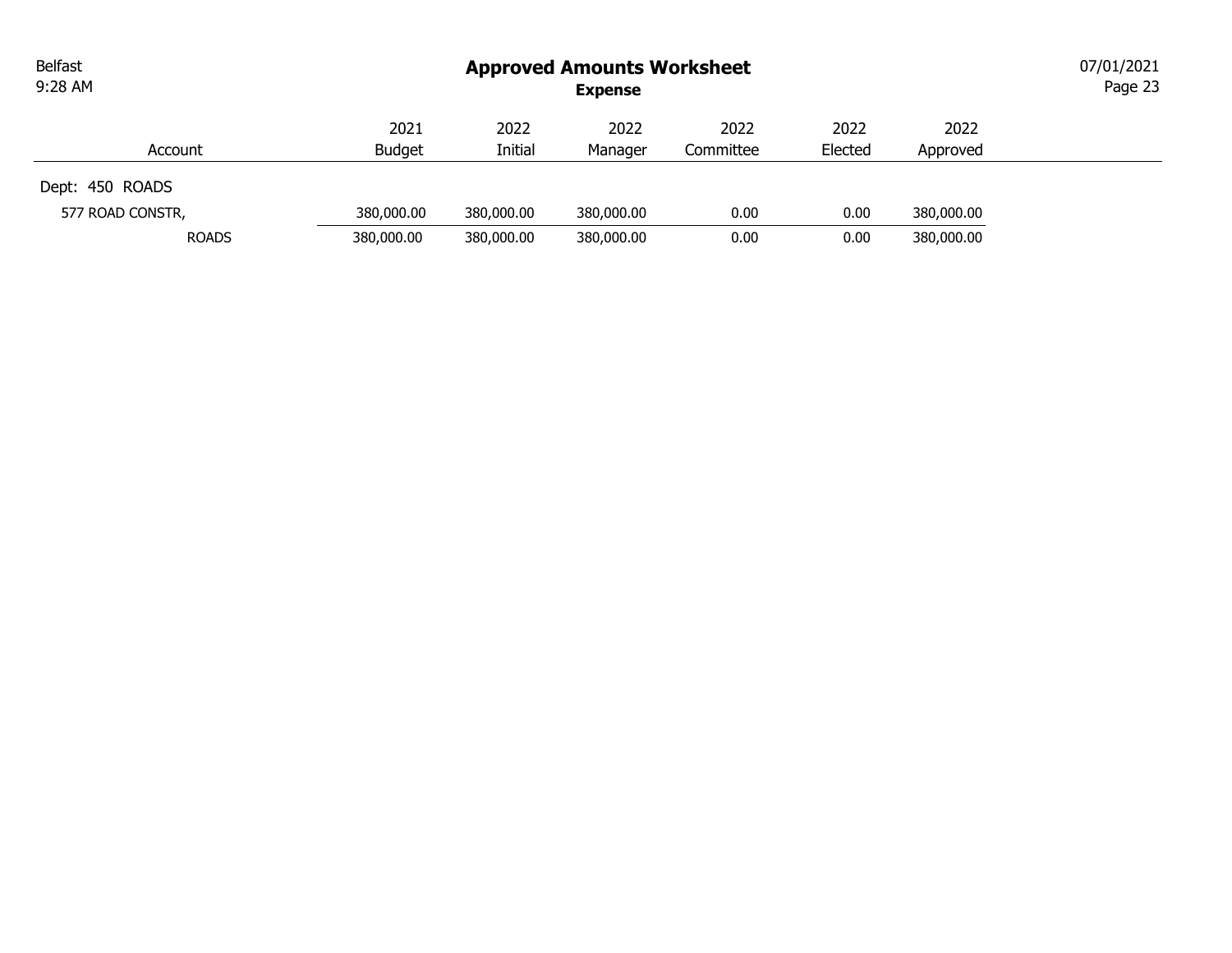# Approved Amounts Worksheet

## Expense

| Account | 2021 Budget | 2022 Initial | 2022 Manager | 2022 Committee | 2022 Elected | 2022 Approved |
|---|---|---|---|---|---|---|
| Dept: 450 ROADS | | | | | | |
| 577 ROAD CONSTR, | 380,000.00 | 380,000.00 | 380,000.00 | 0.00 | 0.00 | 380,000.00 |
| ROADS | 380,000.00 | 380,000.00 | 380,000.00 | 0.00 | 0.00 | 380,000.00 |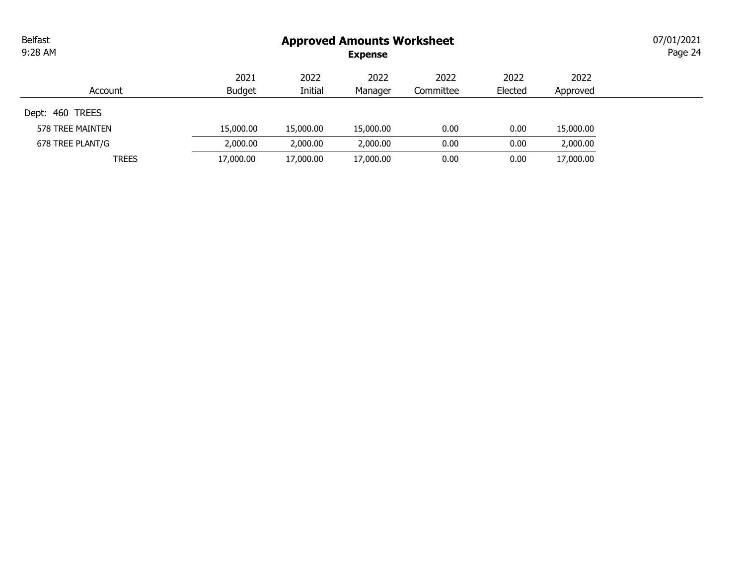# Approved Amounts Worksheet

**Expense**

| Account | 2021 Budget | 2022 Initial | 2022 Manager | 2022 Committee | 2022 Elected | 2022 Approved |
|---|---|---|---|---|---|---|
| Dept: 460 TREES | | | | | | |
| 578 TREE MAINTEN | 15,000.00 | 15,000.00 | 15,000.00 | 0.00 | 0.00 | 15,000.00 |
| 678 TREE PLANT/G | 2,000.00 | 2,000.00 | 2,000.00 | 0.00 | 0.00 | 2,000.00 |
| TREES | 17,000.00 | 17,000.00 | 17,000.00 | 0.00 | 0.00 | 17,000.00 |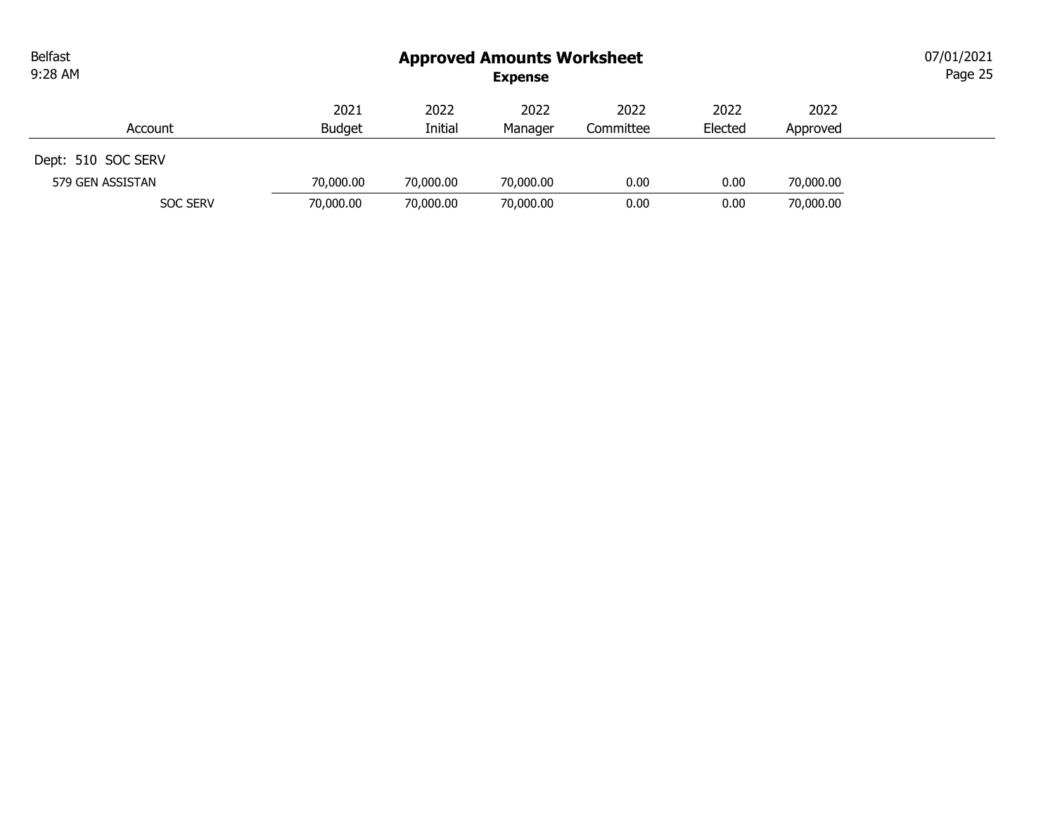# Approved Amounts Worksheet

## Expense

| Account | 2021 Budget | 2022 Initial | 2022 Manager | 2022 Committee | 2022 Elected | 2022 Approved |
|---|---|---|---|---|---|---|
| Dept: 510 SOC SERV | | | | | | |
| 579 GEN ASSISTAN | 70,000.00 | 70,000.00 | 70,000.00 | 0.00 | 0.00 | 70,000.00 |
| SOC SERV | 70,000.00 | 70,000.00 | 70,000.00 | 0.00 | 0.00 | 70,000.00 |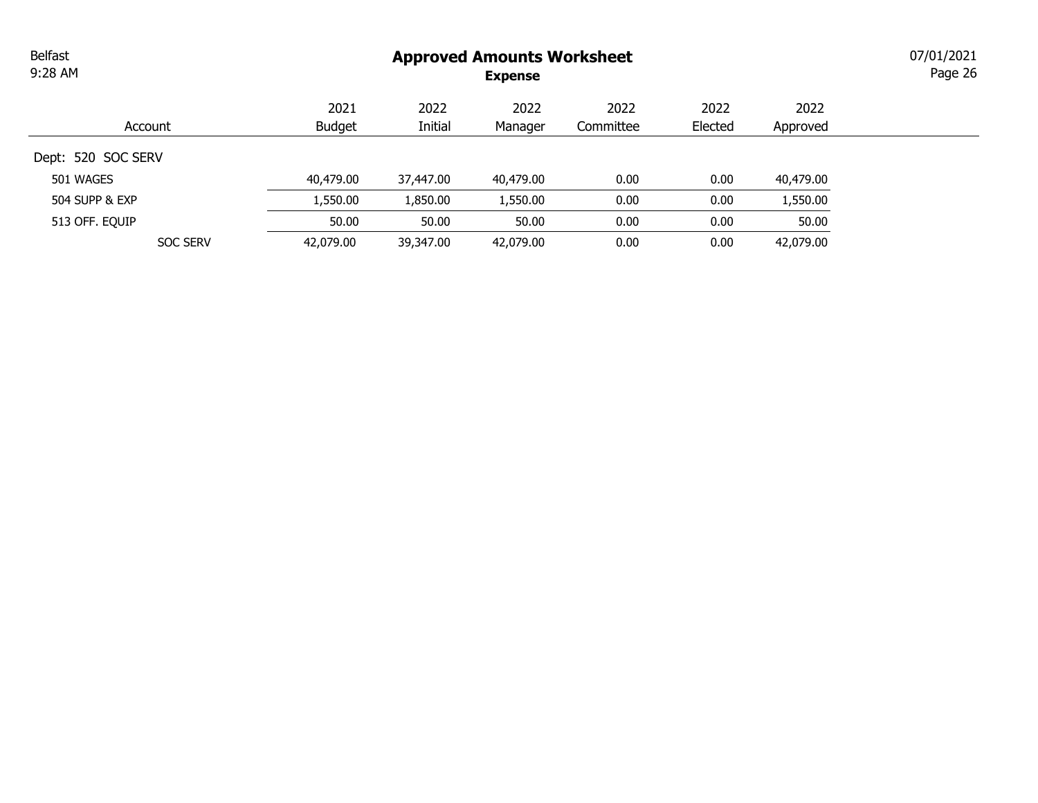# Approved Amounts Worksheet

## Expense

| Account | 2021 Budget | 2022 Initial | 2022 Manager | 2022 Committee | 2022 Elected | 2022 Approved |
|---|---|---|---|---|---|---|
| Dept: 520 SOC SERV | | | | | | |
| 501 WAGES | 40,479.00 | 37,447.00 | 40,479.00 | 0.00 | 0.00 | 40,479.00 |
| 504 SUPP & EXP | 1,550.00 | 1,850.00 | 1,550.00 | 0.00 | 0.00 | 1,550.00 |
| 513 OFF. EQUIP | 50.00 | 50.00 | 50.00 | 0.00 | 0.00 | 50.00 |
| SOC SERV | 42,079.00 | 39,347.00 | 42,079.00 | 0.00 | 0.00 | 42,079.00 |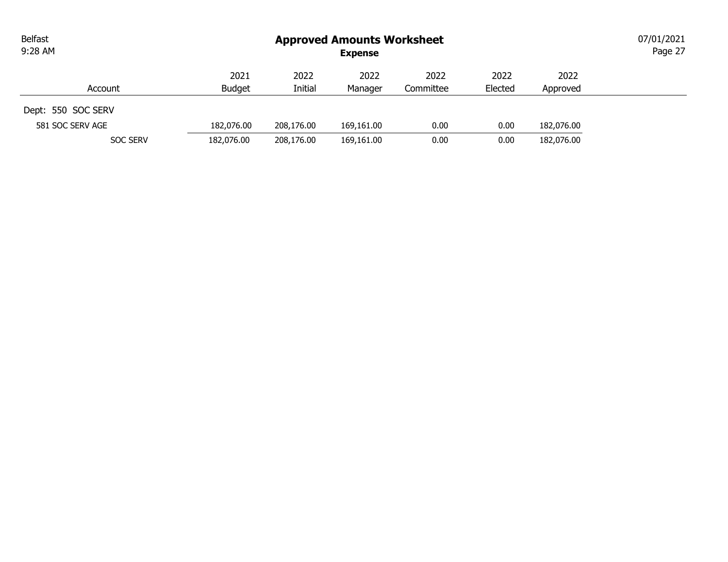# Approved Amounts Worksheet

## Expense

| Account | 2021 Budget | 2022 Initial | 2022 Manager | 2022 Committee | 2022 Elected | 2022 Approved |
|---|---|---|---|---|---|---|
| Dept: 550 SOC SERV | | | | | | |
| 581 SOC SERV AGE | 182,076.00 | 208,176.00 | 169,161.00 | 0.00 | 0.00 | 182,076.00 |
| SOC SERV | 182,076.00 | 208,176.00 | 169,161.00 | 0.00 | 0.00 | 182,076.00 |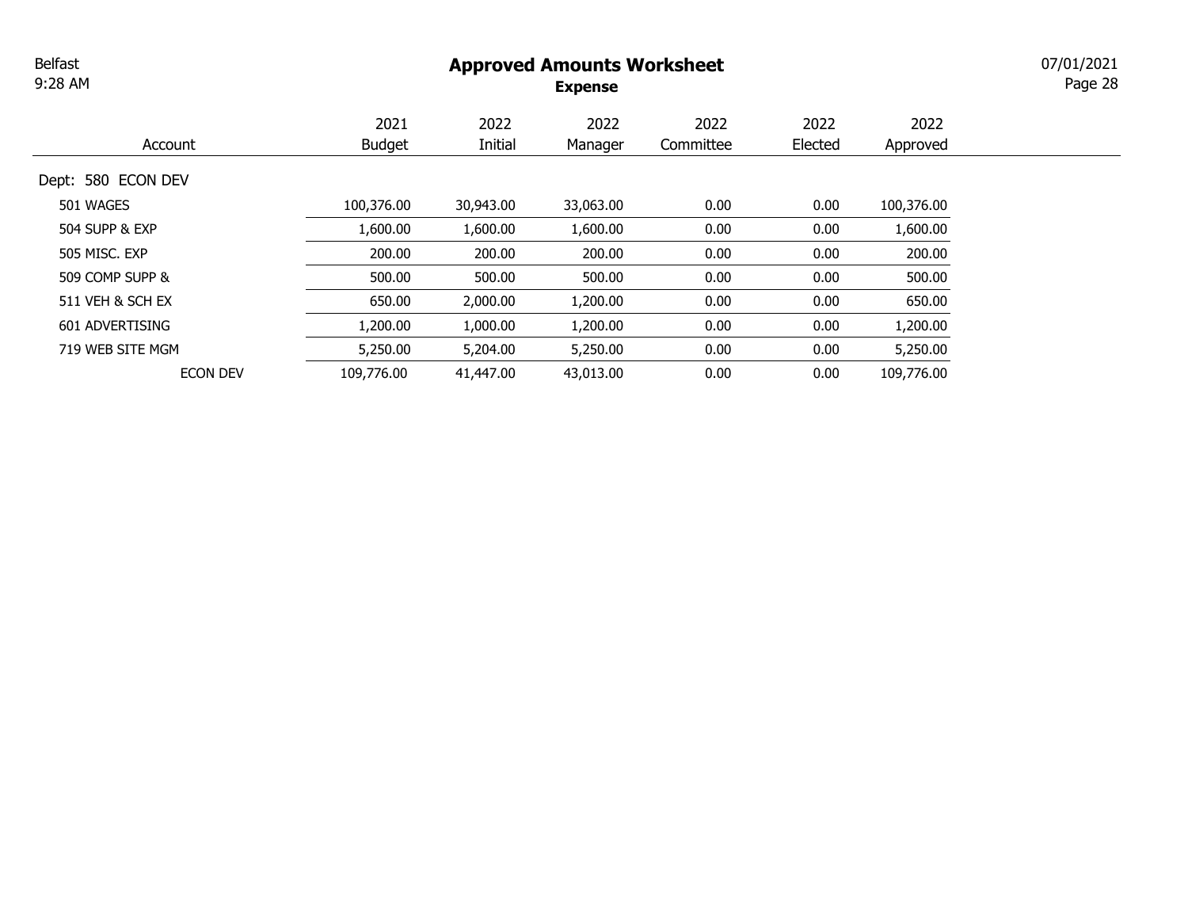# Approved Amounts Worksheet

## Expense

Belfast
9:28 AM

07/01/2021

| Account | 2021 Budget | 2022 Initial | 2022 Manager | 2022 Committee | 2022 Elected | 2022 Approved |
|---|---|---|---|---|---|---|
| Dept: 580 ECON DEV | | | | | | |
| 501 WAGES | 100,376.00 | 30,943.00 | 33,063.00 | 0.00 | 0.00 | 100,376.00 |
| 504 SUPP & EXP | 1,600.00 | 1,600.00 | 1,600.00 | 0.00 | 0.00 | 1,600.00 |
| 505 MISC. EXP | 200.00 | 200.00 | 200.00 | 0.00 | 0.00 | 200.00 |
| 509 COMP SUPP & | 500.00 | 500.00 | 500.00 | 0.00 | 0.00 | 500.00 |
| 511 VEH & SCH EX | 650.00 | 2,000.00 | 1,200.00 | 0.00 | 0.00 | 650.00 |
| 601 ADVERTISING | 1,200.00 | 1,000.00 | 1,200.00 | 0.00 | 0.00 | 1,200.00 |
| 719 WEB SITE MGM | 5,250.00 | 5,204.00 | 5,250.00 | 0.00 | 0.00 | 5,250.00 |
| ECON DEV | 109,776.00 | 41,447.00 | 43,013.00 | 0.00 | 0.00 | 109,776.00 |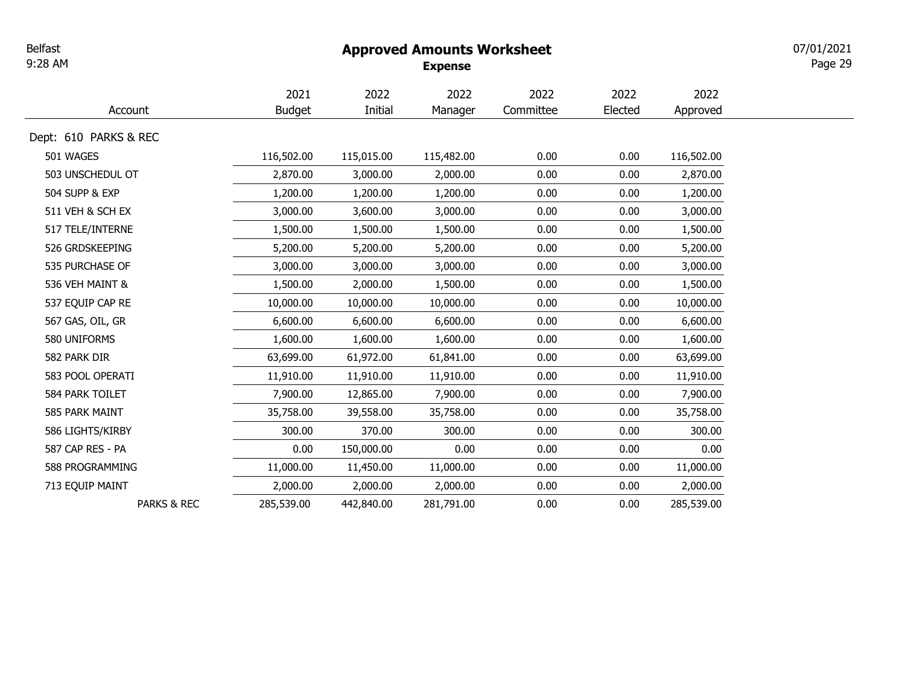# Approved Amounts Worksheet

## Expense

| Account | 2021 Budget | 2022 Initial | 2022 Manager | 2022 Committee | 2022 Elected | 2022 Approved |
|---|---|---|---|---|---|---|
| Dept: 610 PARKS & REC | | | | | | |
| 501 WAGES | 116,502.00 | 115,015.00 | 115,482.00 | 0.00 | 0.00 | 116,502.00 |
| 503 UNSCHEDUL OT | 2,870.00 | 3,000.00 | 2,000.00 | 0.00 | 0.00 | 2,870.00 |
| 504 SUPP & EXP | 1,200.00 | 1,200.00 | 1,200.00 | 0.00 | 0.00 | 1,200.00 |
| 511 VEH & SCH EX | 3,000.00 | 3,600.00 | 3,000.00 | 0.00 | 0.00 | 3,000.00 |
| 517 TELE/INTERNE | 1,500.00 | 1,500.00 | 1,500.00 | 0.00 | 0.00 | 1,500.00 |
| 526 GRDSKEEPING | 5,200.00 | 5,200.00 | 5,200.00 | 0.00 | 0.00 | 5,200.00 |
| 535 PURCHASE OF | 3,000.00 | 3,000.00 | 3,000.00 | 0.00 | 0.00 | 3,000.00 |
| 536 VEH MAINT & | 1,500.00 | 2,000.00 | 1,500.00 | 0.00 | 0.00 | 1,500.00 |
| 537 EQUIP CAP RE | 10,000.00 | 10,000.00 | 10,000.00 | 0.00 | 0.00 | 10,000.00 |
| 567 GAS, OIL, GR | 6,600.00 | 6,600.00 | 6,600.00 | 0.00 | 0.00 | 6,600.00 |
| 580 UNIFORMS | 1,600.00 | 1,600.00 | 1,600.00 | 0.00 | 0.00 | 1,600.00 |
| 582 PARK DIR | 63,699.00 | 61,972.00 | 61,841.00 | 0.00 | 0.00 | 63,699.00 |
| 583 POOL OPERATI | 11,910.00 | 11,910.00 | 11,910.00 | 0.00 | 0.00 | 11,910.00 |
| 584 PARK TOILET | 7,900.00 | 12,865.00 | 7,900.00 | 0.00 | 0.00 | 7,900.00 |
| 585 PARK MAINT | 35,758.00 | 39,558.00 | 35,758.00 | 0.00 | 0.00 | 35,758.00 |
| 586 LIGHTS/KIRBY | 300.00 | 370.00 | 300.00 | 0.00 | 0.00 | 300.00 |
| 587 CAP RES - PA | 0.00 | 150,000.00 | 0.00 | 0.00 | 0.00 | 0.00 |
| 588 PROGRAMMING | 11,000.00 | 11,450.00 | 11,000.00 | 0.00 | 0.00 | 11,000.00 |
| 713 EQUIP MAINT | 2,000.00 | 2,000.00 | 2,000.00 | 0.00 | 0.00 | 2,000.00 |
| PARKS & REC | 285,539.00 | 442,840.00 | 281,791.00 | 0.00 | 0.00 | 285,539.00 |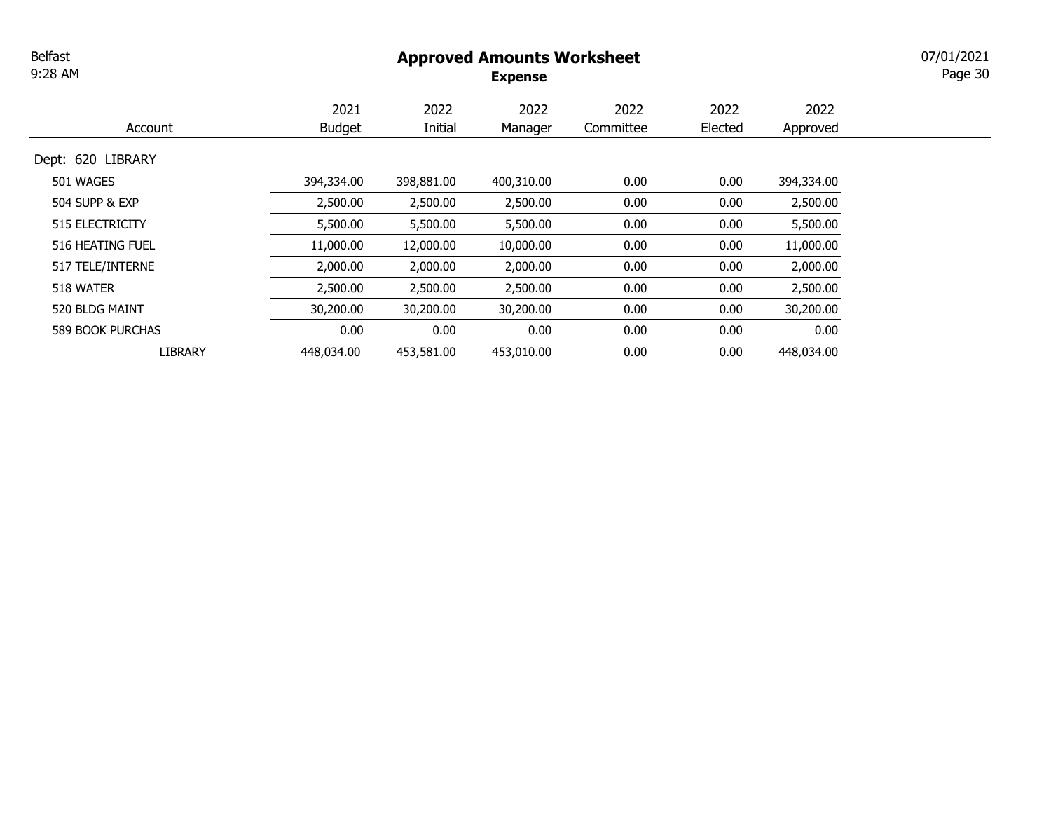# Approved Amounts Worksheet

## Expense

Belfast
9:28 AM

07/01/2021

| Account | 2021 Budget | 2022 Initial | 2022 Manager | 2022 Committee | 2022 Elected | 2022 Approved |
|---|---|---|---|---|---|---|
| Dept: 620 LIBRARY | | | | | | |
| 501 WAGES | 394,334.00 | 398,881.00 | 400,310.00 | 0.00 | 0.00 | 394,334.00 |
| 504 SUPP & EXP | 2,500.00 | 2,500.00 | 2,500.00 | 0.00 | 0.00 | 2,500.00 |
| 515 ELECTRICITY | 5,500.00 | 5,500.00 | 5,500.00 | 0.00 | 0.00 | 5,500.00 |
| 516 HEATING FUEL | 11,000.00 | 12,000.00 | 10,000.00 | 0.00 | 0.00 | 11,000.00 |
| 517 TELE/INTERNE | 2,000.00 | 2,000.00 | 2,000.00 | 0.00 | 0.00 | 2,000.00 |
| 518 WATER | 2,500.00 | 2,500.00 | 2,500.00 | 0.00 | 0.00 | 2,500.00 |
| 520 BLDG MAINT | 30,200.00 | 30,200.00 | 30,200.00 | 0.00 | 0.00 | 30,200.00 |
| 589 BOOK PURCHAS | 0.00 | 0.00 | 0.00 | 0.00 | 0.00 | 0.00 |
| LIBRARY | 448,034.00 | 453,581.00 | 453,010.00 | 0.00 | 0.00 | 448,034.00 |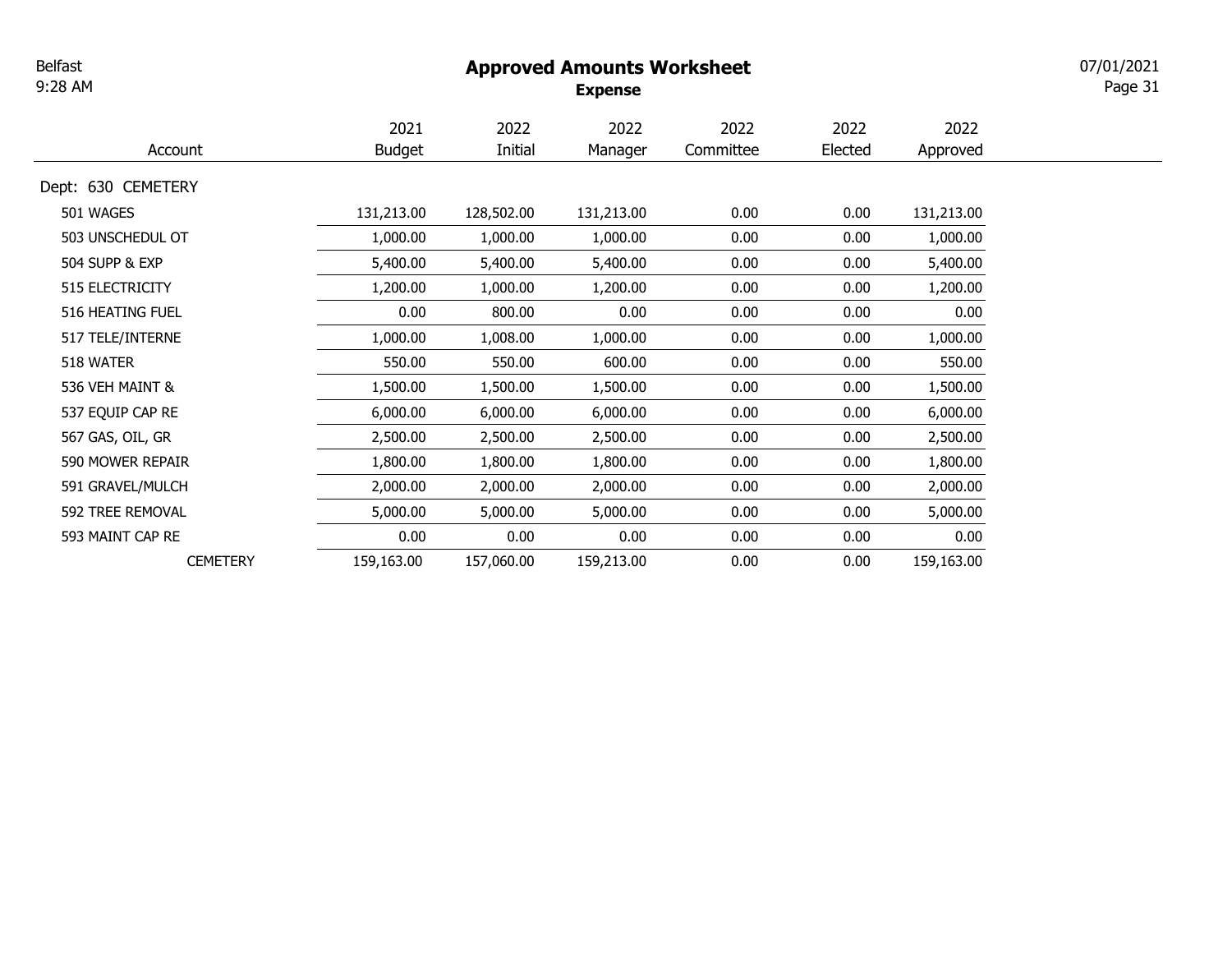# Approved Amounts Worksheet

## Expense

| Account | 2021 Budget | 2022 Initial | 2022 Manager | 2022 Committee | 2022 Elected | 2022 Approved |
|---|---|---|---|---|---|---|
| **Dept: 630 CEMETERY** | | | | | | |
| 501 WAGES | 131,213.00 | 128,502.00 | 131,213.00 | 0.00 | 0.00 | 131,213.00 |
| 503 UNSCHEDUL OT | 1,000.00 | 1,000.00 | 1,000.00 | 0.00 | 0.00 | 1,000.00 |
| 504 SUPP & EXP | 5,400.00 | 5,400.00 | 5,400.00 | 0.00 | 0.00 | 5,400.00 |
| 515 ELECTRICITY | 1,200.00 | 1,000.00 | 1,200.00 | 0.00 | 0.00 | 1,200.00 |
| 516 HEATING FUEL | 0.00 | 800.00 | 0.00 | 0.00 | 0.00 | 0.00 |
| 517 TELE/INTERNE | 1,000.00 | 1,008.00 | 1,000.00 | 0.00 | 0.00 | 1,000.00 |
| 518 WATER | 550.00 | 550.00 | 600.00 | 0.00 | 0.00 | 550.00 |
| 536 VEH MAINT & | 1,500.00 | 1,500.00 | 1,500.00 | 0.00 | 0.00 | 1,500.00 |
| 537 EQUIP CAP RE | 6,000.00 | 6,000.00 | 6,000.00 | 0.00 | 0.00 | 6,000.00 |
| 567 GAS, OIL, GR | 2,500.00 | 2,500.00 | 2,500.00 | 0.00 | 0.00 | 2,500.00 |
| 590 MOWER REPAIR | 1,800.00 | 1,800.00 | 1,800.00 | 0.00 | 0.00 | 1,800.00 |
| 591 GRAVEL/MULCH | 2,000.00 | 2,000.00 | 2,000.00 | 0.00 | 0.00 | 2,000.00 |
| 592 TREE REMOVAL | 5,000.00 | 5,000.00 | 5,000.00 | 0.00 | 0.00 | 5,000.00 |
| 593 MAINT CAP RE | 0.00 | 0.00 | 0.00 | 0.00 | 0.00 | 0.00 |
| CEMETERY | 159,163.00 | 157,060.00 | 159,213.00 | 0.00 | 0.00 | 159,163.00 |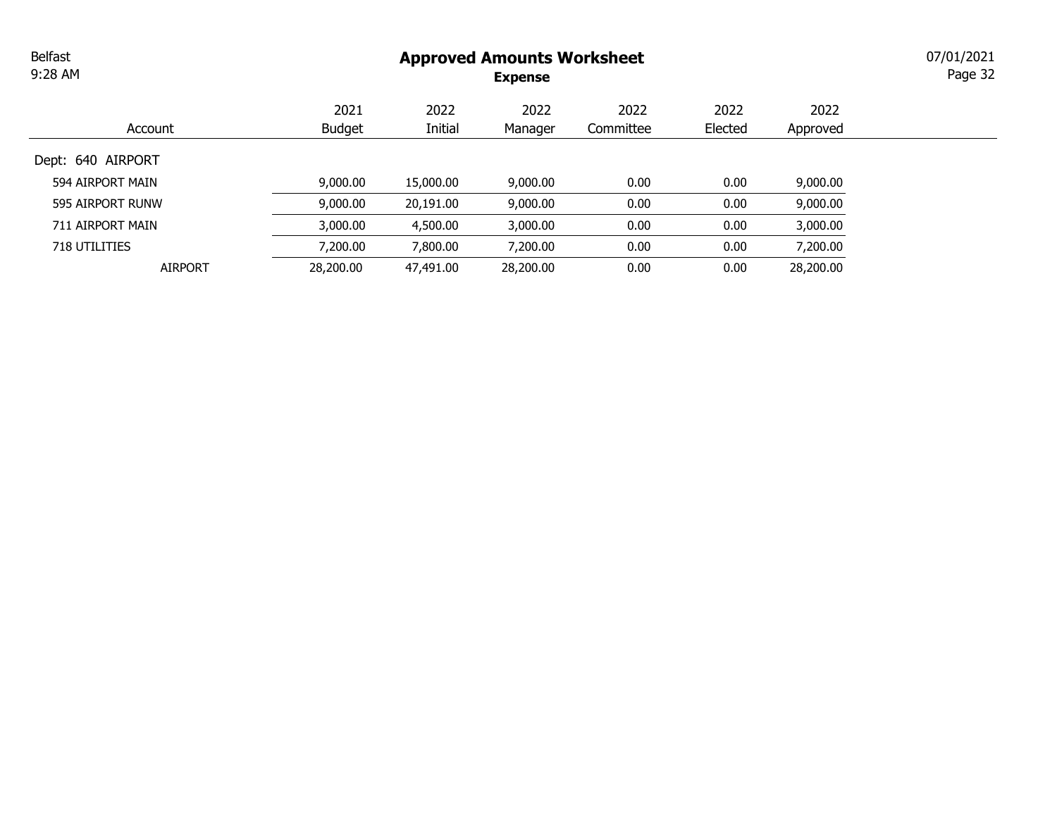# Approved Amounts Worksheet

## Expense

| Account | 2021 Budget | 2022 Initial | 2022 Manager | 2022 Committee | 2022 Elected | 2022 Approved |
|---|---|---|---|---|---|---|
| Dept: 640 AIRPORT | | | | | | |
| 594 AIRPORT MAIN | 9,000.00 | 15,000.00 | 9,000.00 | 0.00 | 0.00 | 9,000.00 |
| 595 AIRPORT RUNW | 9,000.00 | 20,191.00 | 9,000.00 | 0.00 | 0.00 | 9,000.00 |
| 711 AIRPORT MAIN | 3,000.00 | 4,500.00 | 3,000.00 | 0.00 | 0.00 | 3,000.00 |
| 718 UTILITIES | 7,200.00 | 7,800.00 | 7,200.00 | 0.00 | 0.00 | 7,200.00 |
| AIRPORT | 28,200.00 | 47,491.00 | 28,200.00 | 0.00 | 0.00 | 28,200.00 |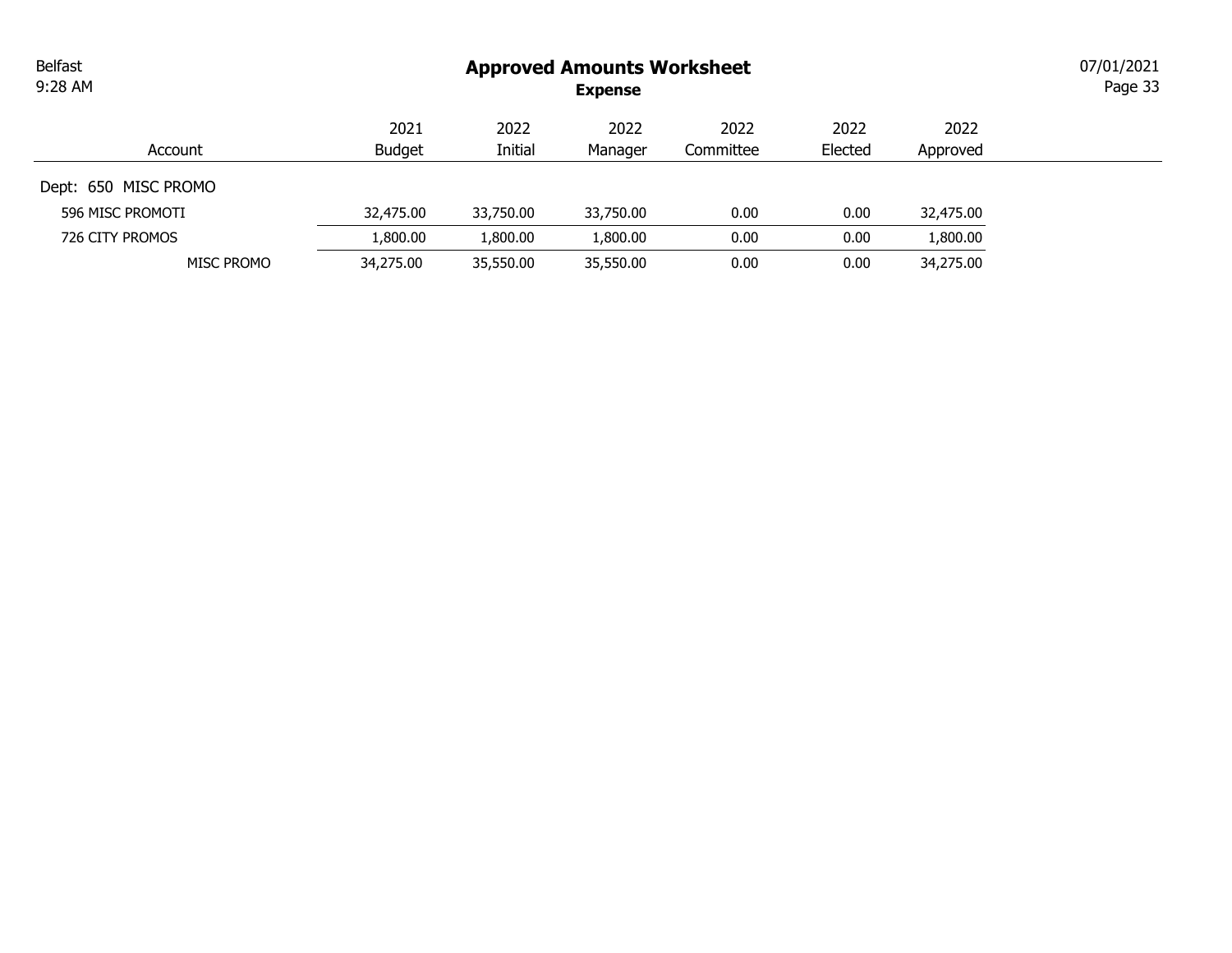# Approved Amounts Worksheet

## Expense

| Account | 2021 Budget | 2022 Initial | 2022 Manager | 2022 Committee | 2022 Elected | 2022 Approved |
|---|---|---|---|---|---|---|
| Dept: 650 MISC PROMO | | | | | | |
| 596 MISC PROMOTI | 32,475.00 | 33,750.00 | 33,750.00 | 0.00 | 0.00 | 32,475.00 |
| 726 CITY PROMOS | 1,800.00 | 1,800.00 | 1,800.00 | 0.00 | 0.00 | 1,800.00 |
| MISC PROMO | 34,275.00 | 35,550.00 | 35,550.00 | 0.00 | 0.00 | 34,275.00 |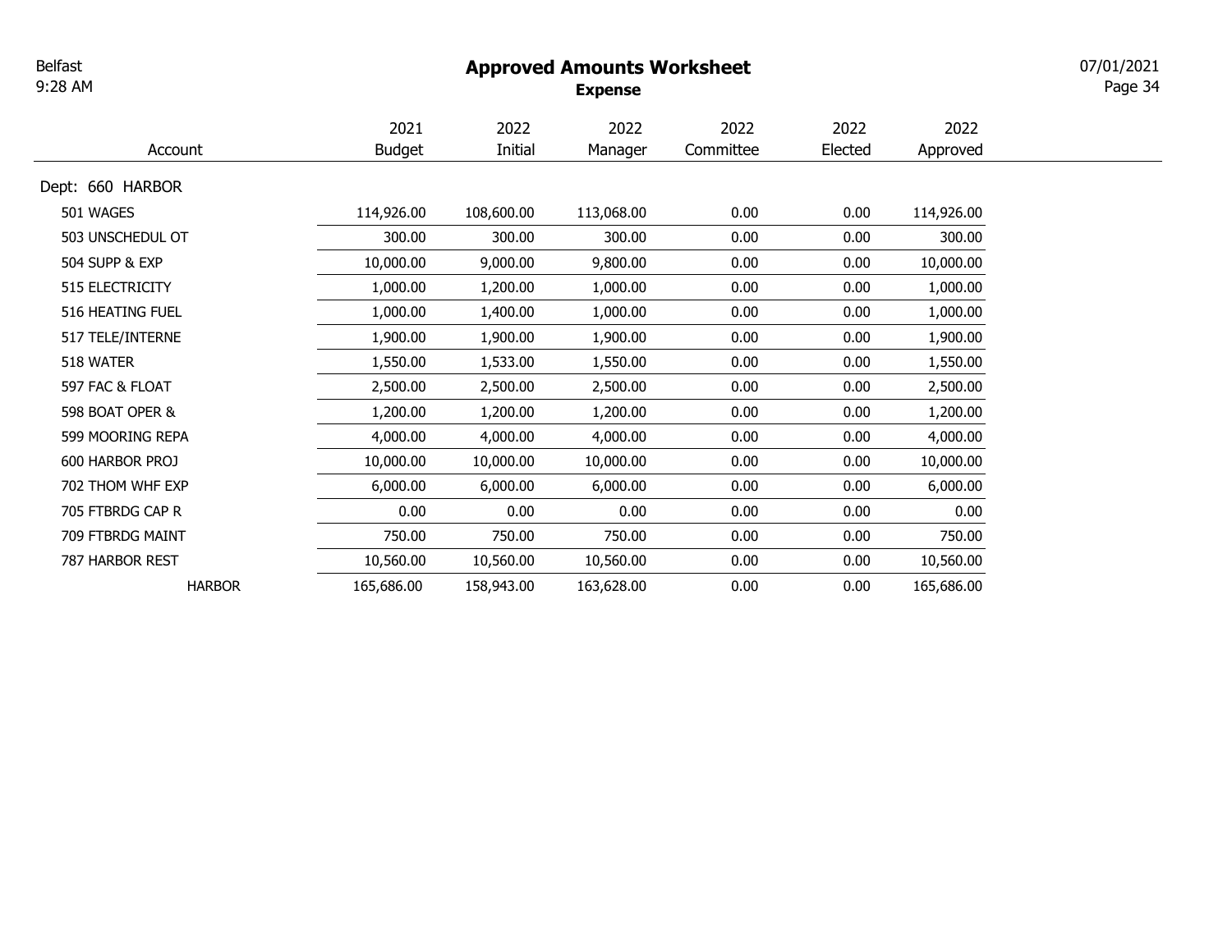# Approved Amounts Worksheet

## Expense

| Account | 2021 Budget | 2022 Initial | 2022 Manager | 2022 Committee | 2022 Elected | 2022 Approved |
|---|---|---|---|---|---|---|
| Dept: 660 HARBOR | | | | | | |
| 501 WAGES | 114,926.00 | 108,600.00 | 113,068.00 | 0.00 | 0.00 | 114,926.00 |
| 503 UNSCHEDUL OT | 300.00 | 300.00 | 300.00 | 0.00 | 0.00 | 300.00 |
| 504 SUPP & EXP | 10,000.00 | 9,000.00 | 9,800.00 | 0.00 | 0.00 | 10,000.00 |
| 515 ELECTRICITY | 1,000.00 | 1,200.00 | 1,000.00 | 0.00 | 0.00 | 1,000.00 |
| 516 HEATING FUEL | 1,000.00 | 1,400.00 | 1,000.00 | 0.00 | 0.00 | 1,000.00 |
| 517 TELE/INTERNE | 1,900.00 | 1,900.00 | 1,900.00 | 0.00 | 0.00 | 1,900.00 |
| 518 WATER | 1,550.00 | 1,533.00 | 1,550.00 | 0.00 | 0.00 | 1,550.00 |
| 597 FAC & FLOAT | 2,500.00 | 2,500.00 | 2,500.00 | 0.00 | 0.00 | 2,500.00 |
| 598 BOAT OPER & | 1,200.00 | 1,200.00 | 1,200.00 | 0.00 | 0.00 | 1,200.00 |
| 599 MOORING REPA | 4,000.00 | 4,000.00 | 4,000.00 | 0.00 | 0.00 | 4,000.00 |
| 600 HARBOR PROJ | 10,000.00 | 10,000.00 | 10,000.00 | 0.00 | 0.00 | 10,000.00 |
| 702 THOM WHF EXP | 6,000.00 | 6,000.00 | 6,000.00 | 0.00 | 0.00 | 6,000.00 |
| 705 FTBRDG CAP R | 0.00 | 0.00 | 0.00 | 0.00 | 0.00 | 0.00 |
| 709 FTBRDG MAINT | 750.00 | 750.00 | 750.00 | 0.00 | 0.00 | 750.00 |
| 787 HARBOR REST | 10,560.00 | 10,560.00 | 10,560.00 | 0.00 | 0.00 | 10,560.00 |
| HARBOR | 165,686.00 | 158,943.00 | 163,628.00 | 0.00 | 0.00 | 165,686.00 |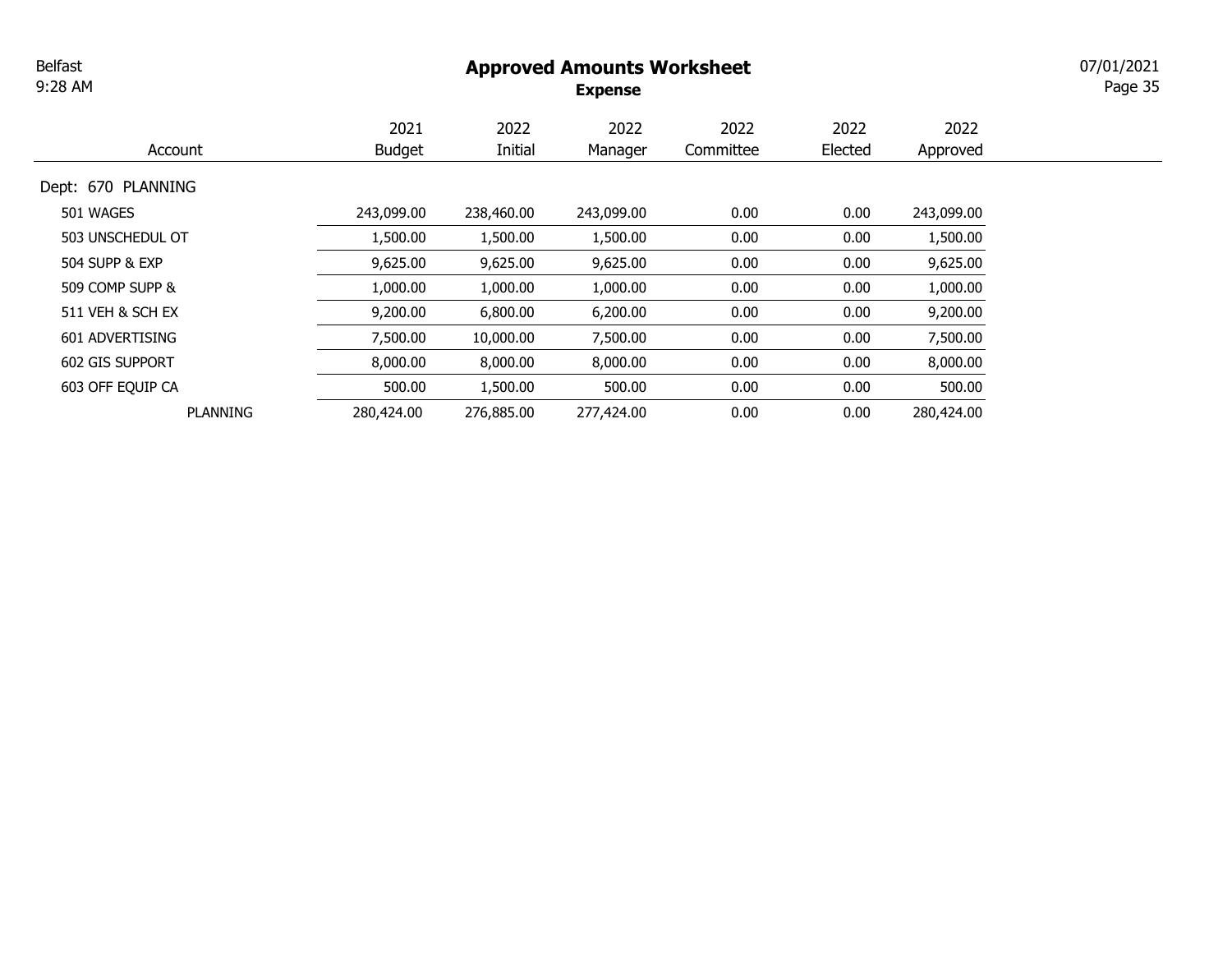# Approved Amounts Worksheet

## Expense

| Account | 2021 Budget | 2022 Initial | 2022 Manager | 2022 Committee | 2022 Elected | 2022 Approved |
|---|---|---|---|---|---|---|
| Dept: 670 PLANNING | | | | | | |
| 501 WAGES | 243,099.00 | 238,460.00 | 243,099.00 | 0.00 | 0.00 | 243,099.00 |
| 503 UNSCHEDUL OT | 1,500.00 | 1,500.00 | 1,500.00 | 0.00 | 0.00 | 1,500.00 |
| 504 SUPP & EXP | 9,625.00 | 9,625.00 | 9,625.00 | 0.00 | 0.00 | 9,625.00 |
| 509 COMP SUPP & | 1,000.00 | 1,000.00 | 1,000.00 | 0.00 | 0.00 | 1,000.00 |
| 511 VEH & SCH EX | 9,200.00 | 6,800.00 | 6,200.00 | 0.00 | 0.00 | 9,200.00 |
| 601 ADVERTISING | 7,500.00 | 10,000.00 | 7,500.00 | 0.00 | 0.00 | 7,500.00 |
| 602 GIS SUPPORT | 8,000.00 | 8,000.00 | 8,000.00 | 0.00 | 0.00 | 8,000.00 |
| 603 OFF EQUIP CA | 500.00 | 1,500.00 | 500.00 | 0.00 | 0.00 | 500.00 |
| PLANNING | 280,424.00 | 276,885.00 | 277,424.00 | 0.00 | 0.00 | 280,424.00 |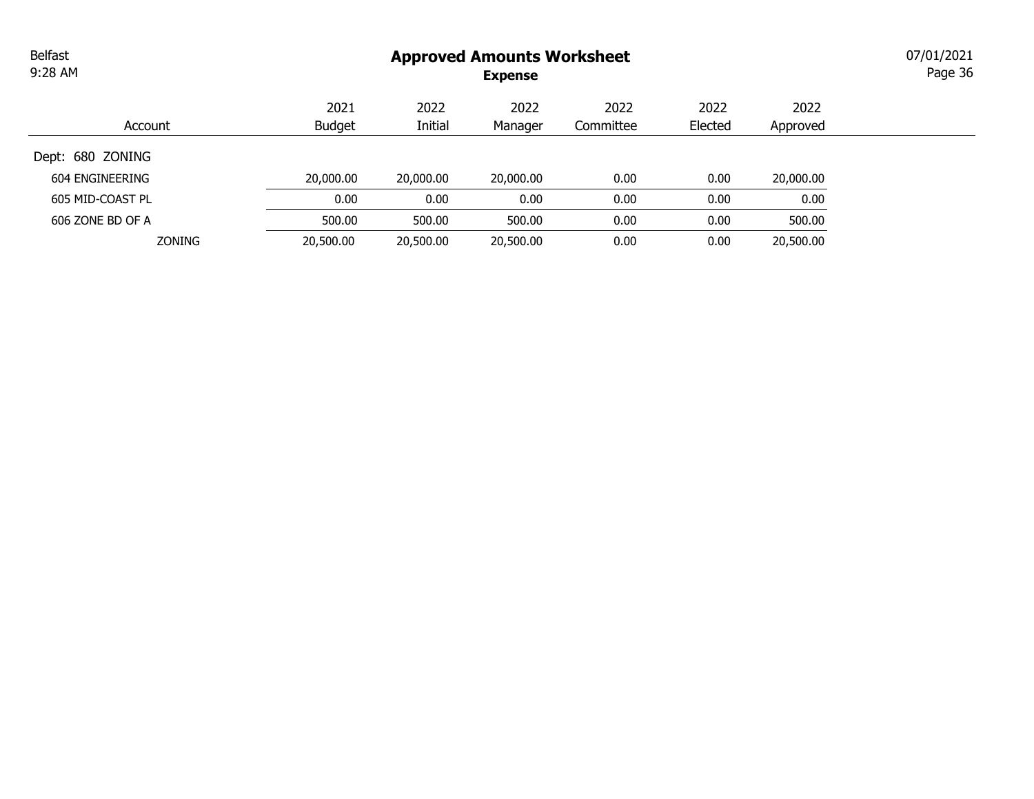# Approved Amounts Worksheet

**Expense**

| Account | 2021 Budget | 2022 Initial | 2022 Manager | 2022 Committee | 2022 Elected | 2022 Approved |
|---|---|---|---|---|---|---|
| Dept: 680 ZONING | | | | | | |
| 604 ENGINEERING | 20,000.00 | 20,000.00 | 20,000.00 | 0.00 | 0.00 | 20,000.00 |
| 605 MID-COAST PL | 0.00 | 0.00 | 0.00 | 0.00 | 0.00 | 0.00 |
| 606 ZONE BD OF A | 500.00 | 500.00 | 500.00 | 0.00 | 0.00 | 500.00 |
| ZONING | 20,500.00 | 20,500.00 | 20,500.00 | 0.00 | 0.00 | 20,500.00 |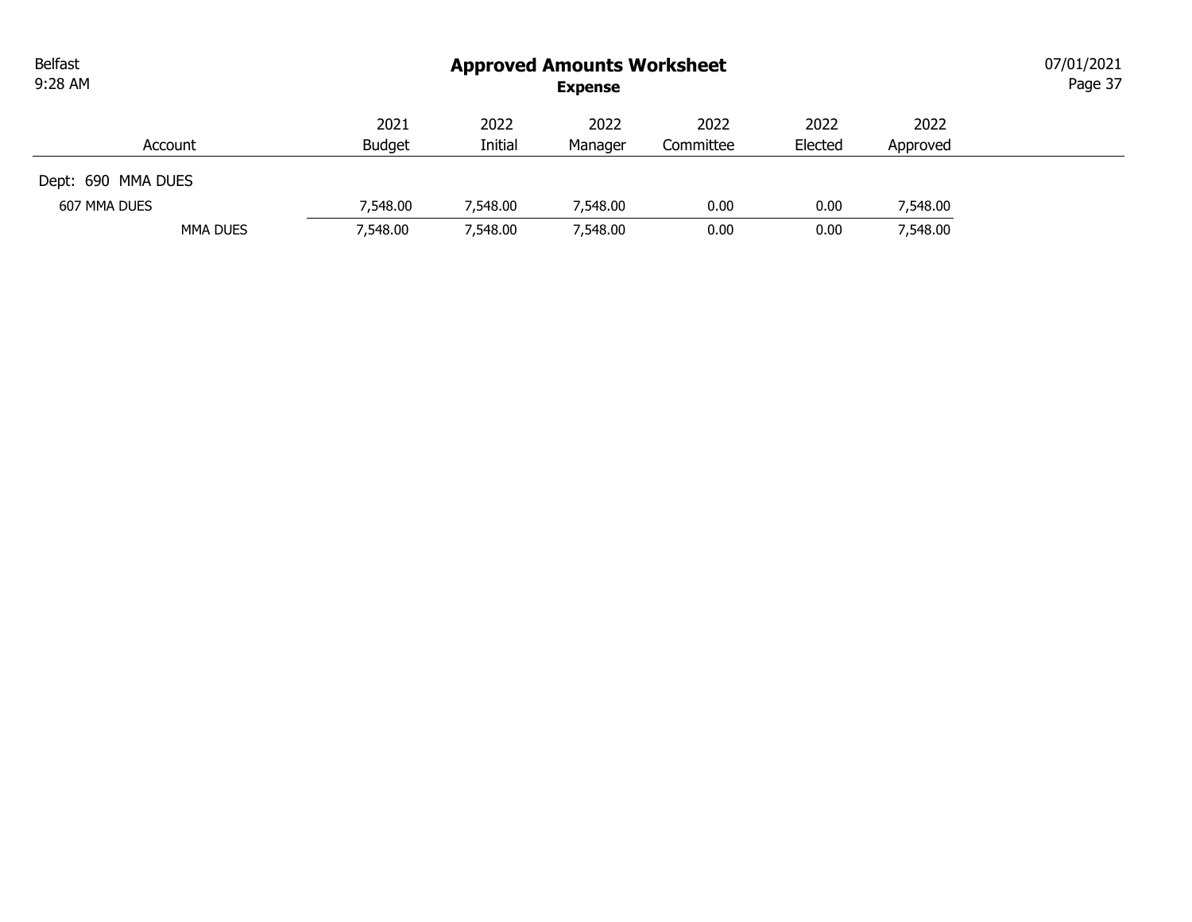# Approved Amounts Worksheet

## Expense

| Account | 2021 Budget | 2022 Initial | 2022 Manager | 2022 Committee | 2022 Elected | 2022 Approved |
|---|---|---|---|---|---|---|
| Dept: 690 MMA DUES | | | | | | |
| 607 MMA DUES | 7,548.00 | 7,548.00 | 7,548.00 | 0.00 | 0.00 | 7,548.00 |
| MMA DUES | 7,548.00 | 7,548.00 | 7,548.00 | 0.00 | 0.00 | 7,548.00 |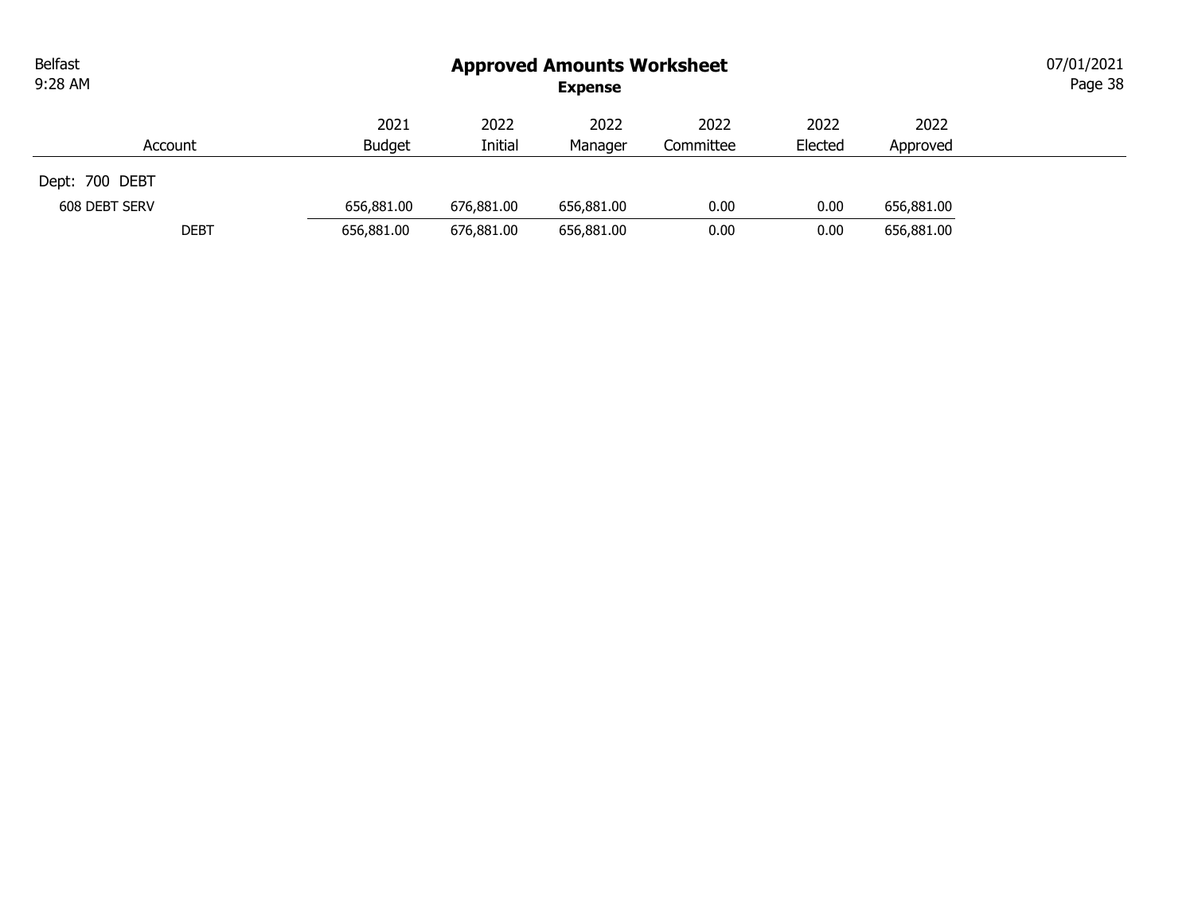# Approved Amounts Worksheet

## Expense

| Account | 2021 Budget | 2022 Initial | 2022 Manager | 2022 Committee | 2022 Elected | 2022 Approved |
|---|---|---|---|---|---|---|
| Dept: 700 DEBT | | | | | | |
| 608 DEBT SERV | 656,881.00 | 676,881.00 | 656,881.00 | 0.00 | 0.00 | 656,881.00 |
| DEBT | 656,881.00 | 676,881.00 | 656,881.00 | 0.00 | 0.00 | 656,881.00 |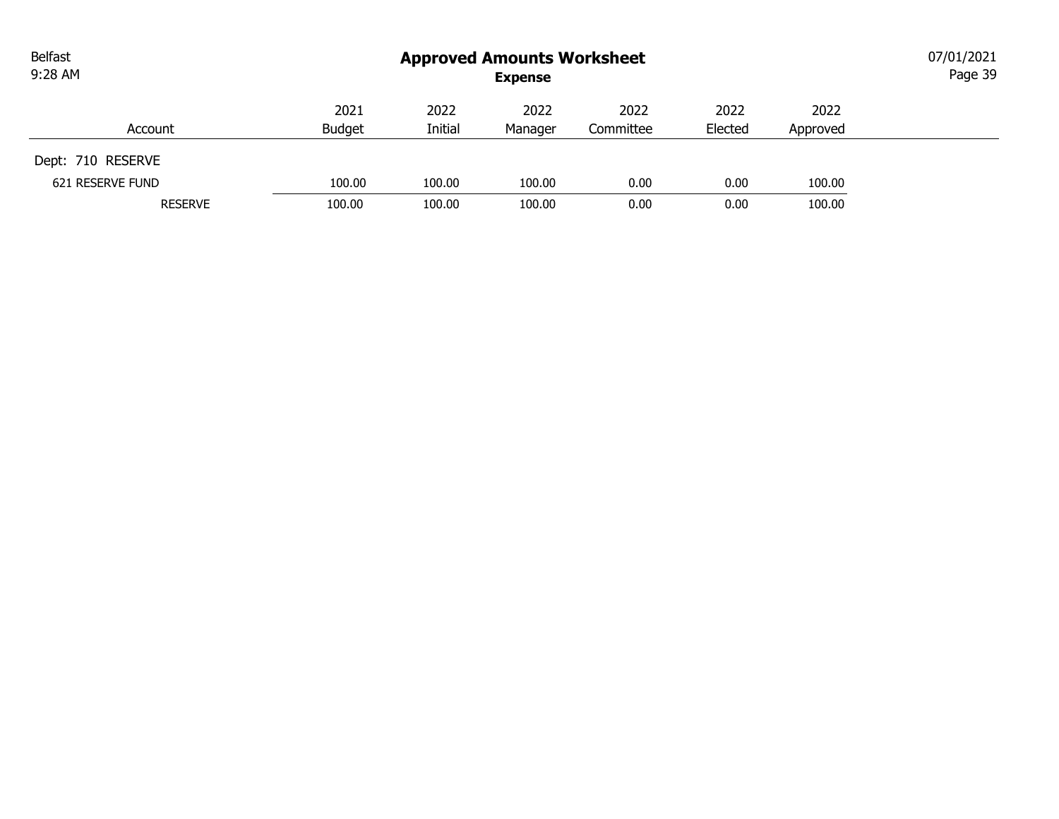# Approved Amounts Worksheet

## Expense

| Account | 2021 Budget | 2022 Initial | 2022 Manager | 2022 Committee | 2022 Elected | 2022 Approved |
|---|---|---|---|---|---|---|
| Dept: 710 RESERVE | | | | | | |
| 621 RESERVE FUND | 100.00 | 100.00 | 100.00 | 0.00 | 0.00 | 100.00 |
| RESERVE | 100.00 | 100.00 | 100.00 | 0.00 | 0.00 | 100.00 |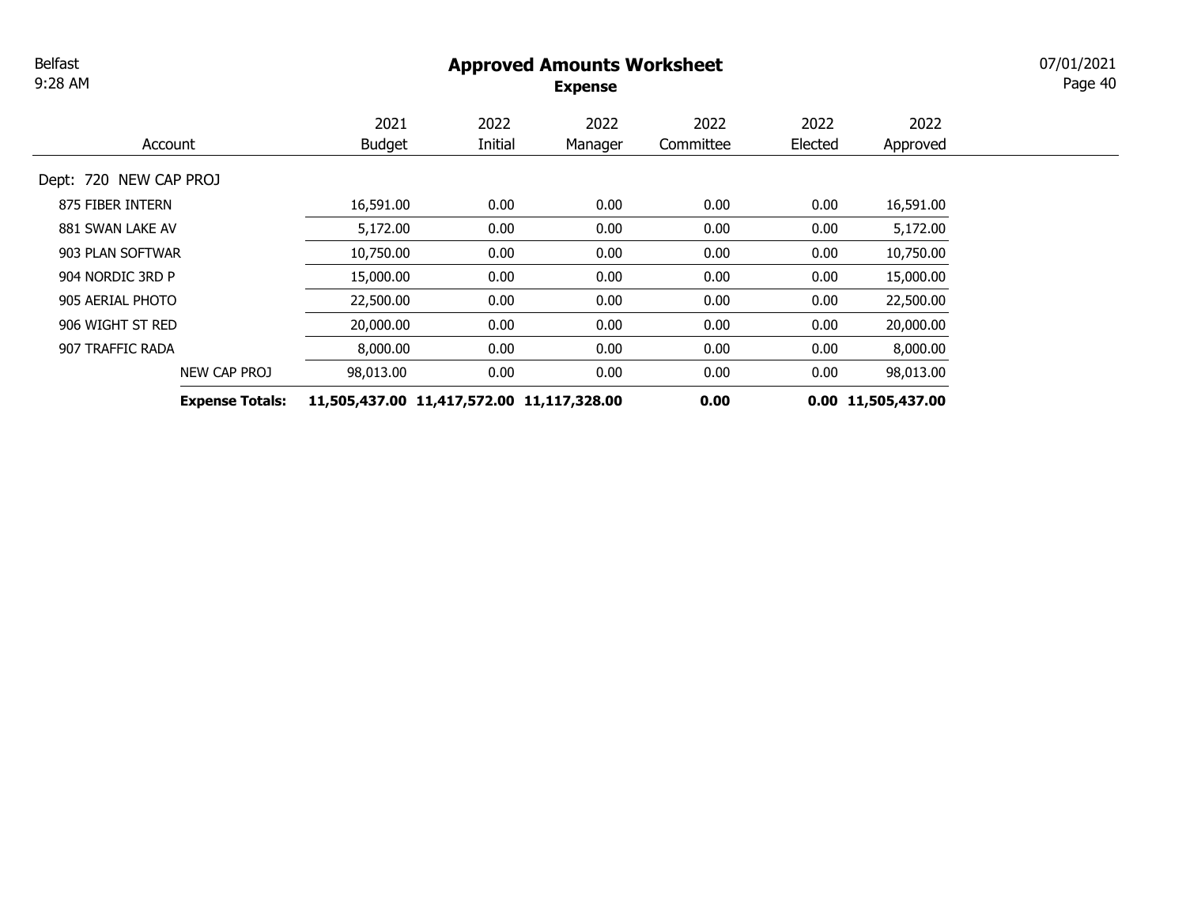# Approved Amounts Worksheet

## Expense

| Account | 2021 Budget | 2022 Initial | 2022 Manager | 2022 Committee | 2022 Elected | 2022 Approved |
|---|---|---|---|---|---|---|
| Dept: 720 NEW CAP PROJ | | | | | | |
| 875 FIBER INTERN | 16,591.00 | 0.00 | 0.00 | 0.00 | 0.00 | 16,591.00 |
| 881 SWAN LAKE AV | 5,172.00 | 0.00 | 0.00 | 0.00 | 0.00 | 5,172.00 |
| 903 PLAN SOFTWAR | 10,750.00 | 0.00 | 0.00 | 0.00 | 0.00 | 10,750.00 |
| 904 NORDIC 3RD P | 15,000.00 | 0.00 | 0.00 | 0.00 | 0.00 | 15,000.00 |
| 905 AERIAL PHOTO | 22,500.00 | 0.00 | 0.00 | 0.00 | 0.00 | 22,500.00 |
| 906 WIGHT ST RED | 20,000.00 | 0.00 | 0.00 | 0.00 | 0.00 | 20,000.00 |
| 907 TRAFFIC RADA | 8,000.00 | 0.00 | 0.00 | 0.00 | 0.00 | 8,000.00 |
| NEW CAP PROJ | 98,013.00 | 0.00 | 0.00 | 0.00 | 0.00 | 98,013.00 |
| **Expense Totals:** | **11,505,437.00** | **11,417,572.00** | **11,117,328.00** | **0.00** | **0.00** | **11,505,437.00** |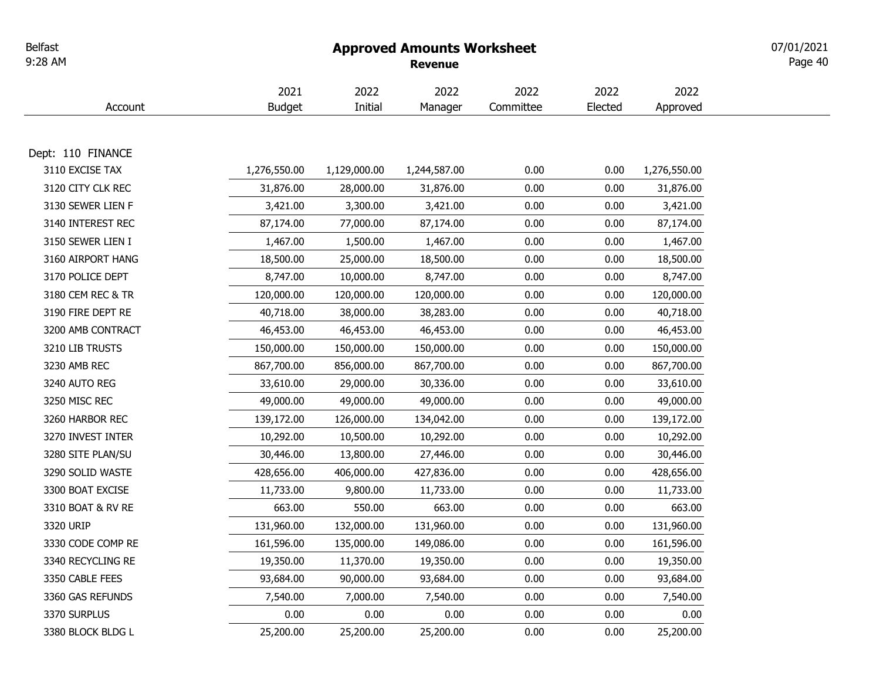# Approved Amounts Worksheet

## Revenue

| Account | 2021 Budget | 2022 Initial | 2022 Manager | 2022 Committee | 2022 Elected | 2022 Approved |
|---|---|---|---|---|---|---|
| **Dept: 110 FINANCE** | | | | | | |
| 3110 EXCISE TAX | 1,276,550.00 | 1,129,000.00 | 1,244,587.00 | 0.00 | 0.00 | 1,276,550.00 |
| 3120 CITY CLK REC | 31,876.00 | 28,000.00 | 31,876.00 | 0.00 | 0.00 | 31,876.00 |
| 3130 SEWER LIEN F | 3,421.00 | 3,300.00 | 3,421.00 | 0.00 | 0.00 | 3,421.00 |
| 3140 INTEREST REC | 87,174.00 | 77,000.00 | 87,174.00 | 0.00 | 0.00 | 87,174.00 |
| 3150 SEWER LIEN I | 1,467.00 | 1,500.00 | 1,467.00 | 0.00 | 0.00 | 1,467.00 |
| 3160 AIRPORT HANG | 18,500.00 | 25,000.00 | 18,500.00 | 0.00 | 0.00 | 18,500.00 |
| 3170 POLICE DEPT | 8,747.00 | 10,000.00 | 8,747.00 | 0.00 | 0.00 | 8,747.00 |
| 3180 CEM REC & TR | 120,000.00 | 120,000.00 | 120,000.00 | 0.00 | 0.00 | 120,000.00 |
| 3190 FIRE DEPT RE | 40,718.00 | 38,000.00 | 38,283.00 | 0.00 | 0.00 | 40,718.00 |
| 3200 AMB CONTRACT | 46,453.00 | 46,453.00 | 46,453.00 | 0.00 | 0.00 | 46,453.00 |
| 3210 LIB TRUSTS | 150,000.00 | 150,000.00 | 150,000.00 | 0.00 | 0.00 | 150,000.00 |
| 3230 AMB REC | 867,700.00 | 856,000.00 | 867,700.00 | 0.00 | 0.00 | 867,700.00 |
| 3240 AUTO REG | 33,610.00 | 29,000.00 | 30,336.00 | 0.00 | 0.00 | 33,610.00 |
| 3250 MISC REC | 49,000.00 | 49,000.00 | 49,000.00 | 0.00 | 0.00 | 49,000.00 |
| 3260 HARBOR REC | 139,172.00 | 126,000.00 | 134,042.00 | 0.00 | 0.00 | 139,172.00 |
| 3270 INVEST INTER | 10,292.00 | 10,500.00 | 10,292.00 | 0.00 | 0.00 | 10,292.00 |
| 3280 SITE PLAN/SU | 30,446.00 | 13,800.00 | 27,446.00 | 0.00 | 0.00 | 30,446.00 |
| 3290 SOLID WASTE | 428,656.00 | 406,000.00 | 427,836.00 | 0.00 | 0.00 | 428,656.00 |
| 3300 BOAT EXCISE | 11,733.00 | 9,800.00 | 11,733.00 | 0.00 | 0.00 | 11,733.00 |
| 3310 BOAT & RV RE | 663.00 | 550.00 | 663.00 | 0.00 | 0.00 | 663.00 |
| 3320 URIP | 131,960.00 | 132,000.00 | 131,960.00 | 0.00 | 0.00 | 131,960.00 |
| 3330 CODE COMP RE | 161,596.00 | 135,000.00 | 149,086.00 | 0.00 | 0.00 | 161,596.00 |
| 3340 RECYCLING RE | 19,350.00 | 11,370.00 | 19,350.00 | 0.00 | 0.00 | 19,350.00 |
| 3350 CABLE FEES | 93,684.00 | 90,000.00 | 93,684.00 | 0.00 | 0.00 | 93,684.00 |
| 3360 GAS REFUNDS | 7,540.00 | 7,000.00 | 7,540.00 | 0.00 | 0.00 | 7,540.00 |
| 3370 SURPLUS | 0.00 | 0.00 | 0.00 | 0.00 | 0.00 | 0.00 |
| 3380 BLOCK BLDG L | 25,200.00 | 25,200.00 | 25,200.00 | 0.00 | 0.00 | 25,200.00 |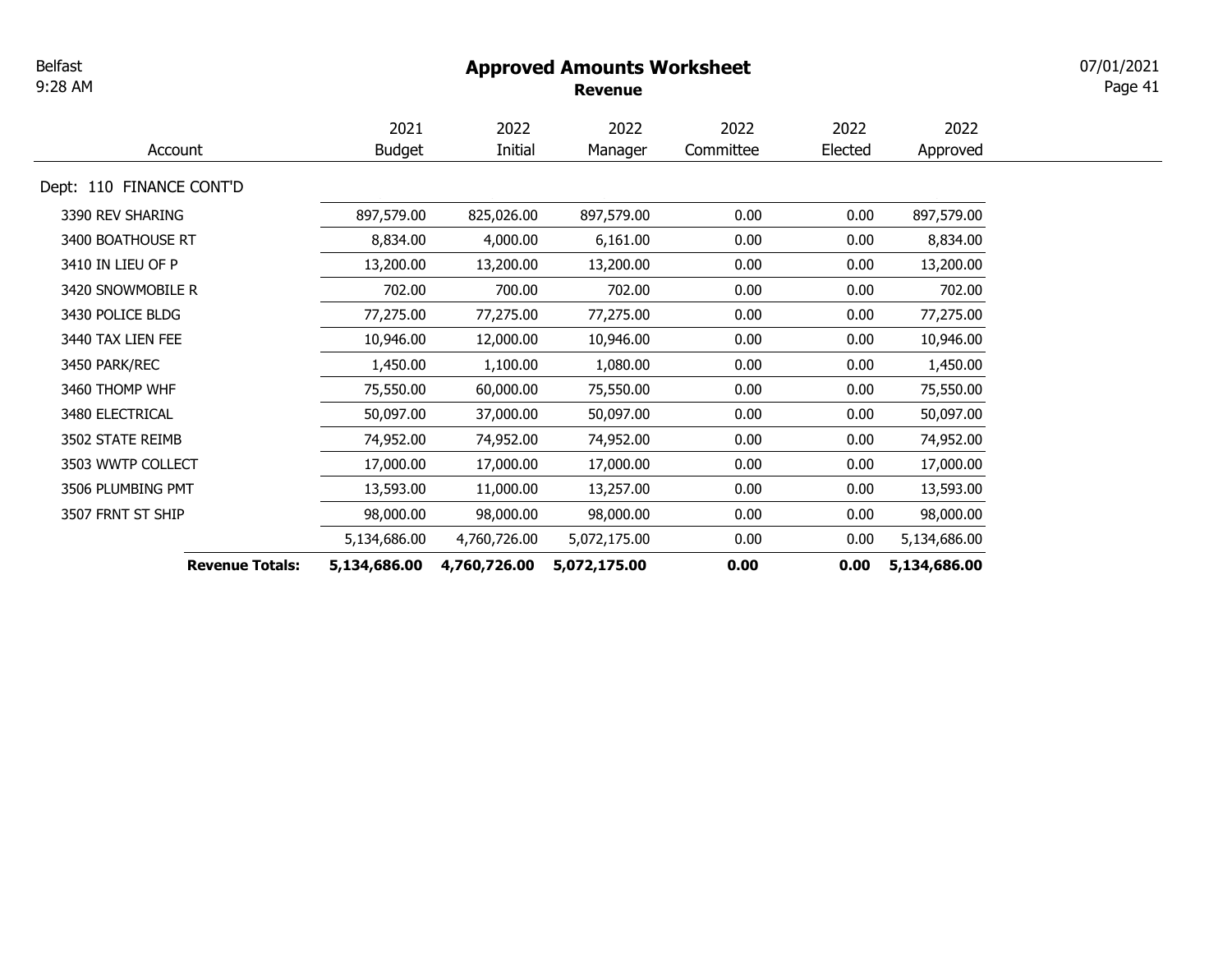# Approved Amounts Worksheet

## Revenue

| Account | 2021 Budget | 2022 Initial | 2022 Manager | 2022 Committee | 2022 Elected | 2022 Approved |
|---|---|---|---|---|---|---|
| Dept: 110 FINANCE CONT'D | | | | | | |
| 3390 REV SHARING | 897,579.00 | 825,026.00 | 897,579.00 | 0.00 | 0.00 | 897,579.00 |
| 3400 BOATHOUSE RT | 8,834.00 | 4,000.00 | 6,161.00 | 0.00 | 0.00 | 8,834.00 |
| 3410 IN LIEU OF P | 13,200.00 | 13,200.00 | 13,200.00 | 0.00 | 0.00 | 13,200.00 |
| 3420 SNOWMOBILE R | 702.00 | 700.00 | 702.00 | 0.00 | 0.00 | 702.00 |
| 3430 POLICE BLDG | 77,275.00 | 77,275.00 | 77,275.00 | 0.00 | 0.00 | 77,275.00 |
| 3440 TAX LIEN FEE | 10,946.00 | 12,000.00 | 10,946.00 | 0.00 | 0.00 | 10,946.00 |
| 3450 PARK/REC | 1,450.00 | 1,100.00 | 1,080.00 | 0.00 | 0.00 | 1,450.00 |
| 3460 THOMP WHF | 75,550.00 | 60,000.00 | 75,550.00 | 0.00 | 0.00 | 75,550.00 |
| 3480 ELECTRICAL | 50,097.00 | 37,000.00 | 50,097.00 | 0.00 | 0.00 | 50,097.00 |
| 3502 STATE REIMB | 74,952.00 | 74,952.00 | 74,952.00 | 0.00 | 0.00 | 74,952.00 |
| 3503 WWTP COLLECT | 17,000.00 | 17,000.00 | 17,000.00 | 0.00 | 0.00 | 17,000.00 |
| 3506 PLUMBING PMT | 13,593.00 | 11,000.00 | 13,257.00 | 0.00 | 0.00 | 13,593.00 |
| 3507 FRNT ST SHIP | 98,000.00 | 98,000.00 | 98,000.00 | 0.00 | 0.00 | 98,000.00 |
| | 5,134,686.00 | 4,760,726.00 | 5,072,175.00 | 0.00 | 0.00 | 5,134,686.00 |
| **Revenue Totals:** | **5,134,686.00** | **4,760,726.00** | **5,072,175.00** | **0.00** | **0.00** | **5,134,686.00** |